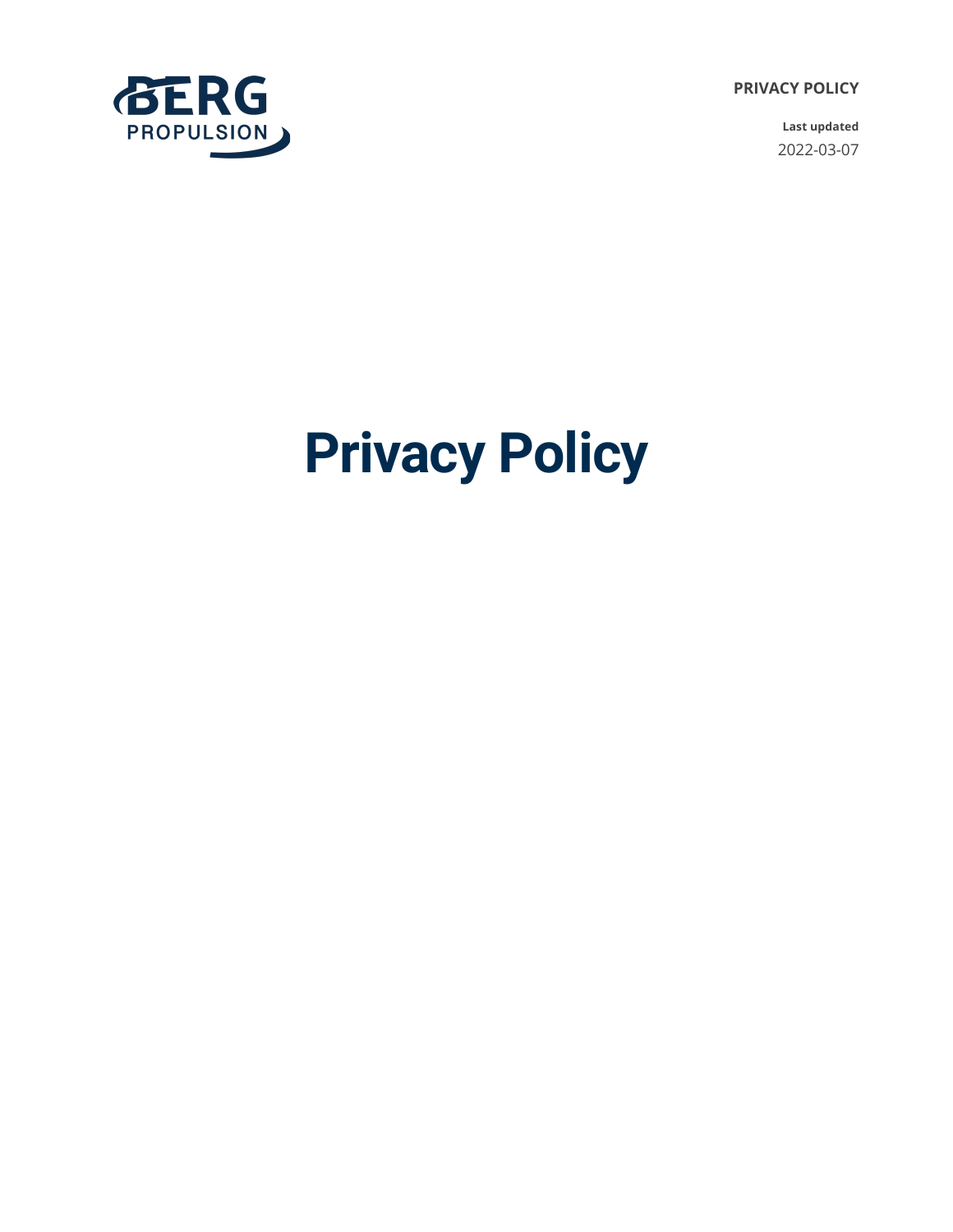PRIVACY POLICY

**Last updated**

2022-03-07

# Privacy Policy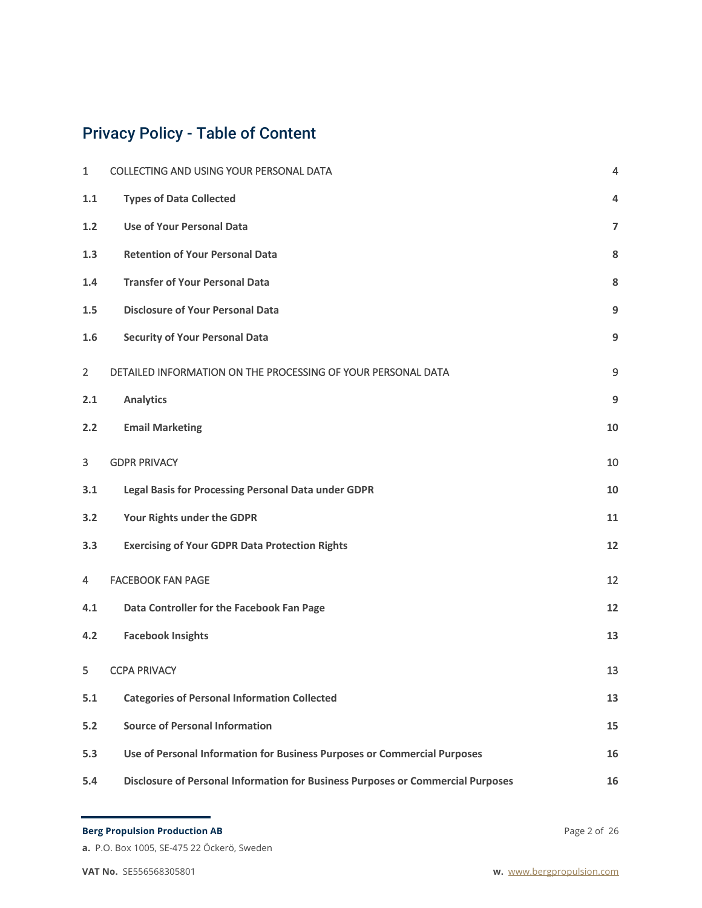# Privacy Policy - Table of Content

| | | |
|---|---|---|
| 1 | COLLECTING AND USING YOUR PERSONAL DATA | 4 |
| **1.1** | **Types of Data Collected** | **4** |
| **1.2** | **Use of Your Personal Data** | **7** |
| **1.3** | **Retention of Your Personal Data** | **8** |
| **1.4** | **Transfer of Your Personal Data** | **8** |
| **1.5** | **Disclosure of Your Personal Data** | **9** |
| **1.6** | **Security of Your Personal Data** | **9** |
| 2 | DETAILED INFORMATION ON THE PROCESSING OF YOUR PERSONAL DATA | 9 |
| **2.1** | **Analytics** | **9** |
| **2.2** | **Email Marketing** | **10** |
| 3 | GDPR PRIVACY | 10 |
| **3.1** | **Legal Basis for Processing Personal Data under GDPR** | **10** |
| **3.2** | **Your Rights under the GDPR** | **11** |
| **3.3** | **Exercising of Your GDPR Data Protection Rights** | **12** |
| 4 | FACEBOOK FAN PAGE | 12 |
| **4.1** | **Data Controller for the Facebook Fan Page** | **12** |
| **4.2** | **Facebook Insights** | **13** |
| 5 | CCPA PRIVACY | 13 |
| **5.1** | **Categories of Personal Information Collected** | **13** |
| **5.2** | **Source of Personal Information** | **15** |
| **5.3** | **Use of Personal Information for Business Purposes or Commercial Purposes** | **16** |
| **5.4** | **Disclosure of Personal Information for Business Purposes or Commercial Purposes** | **16** |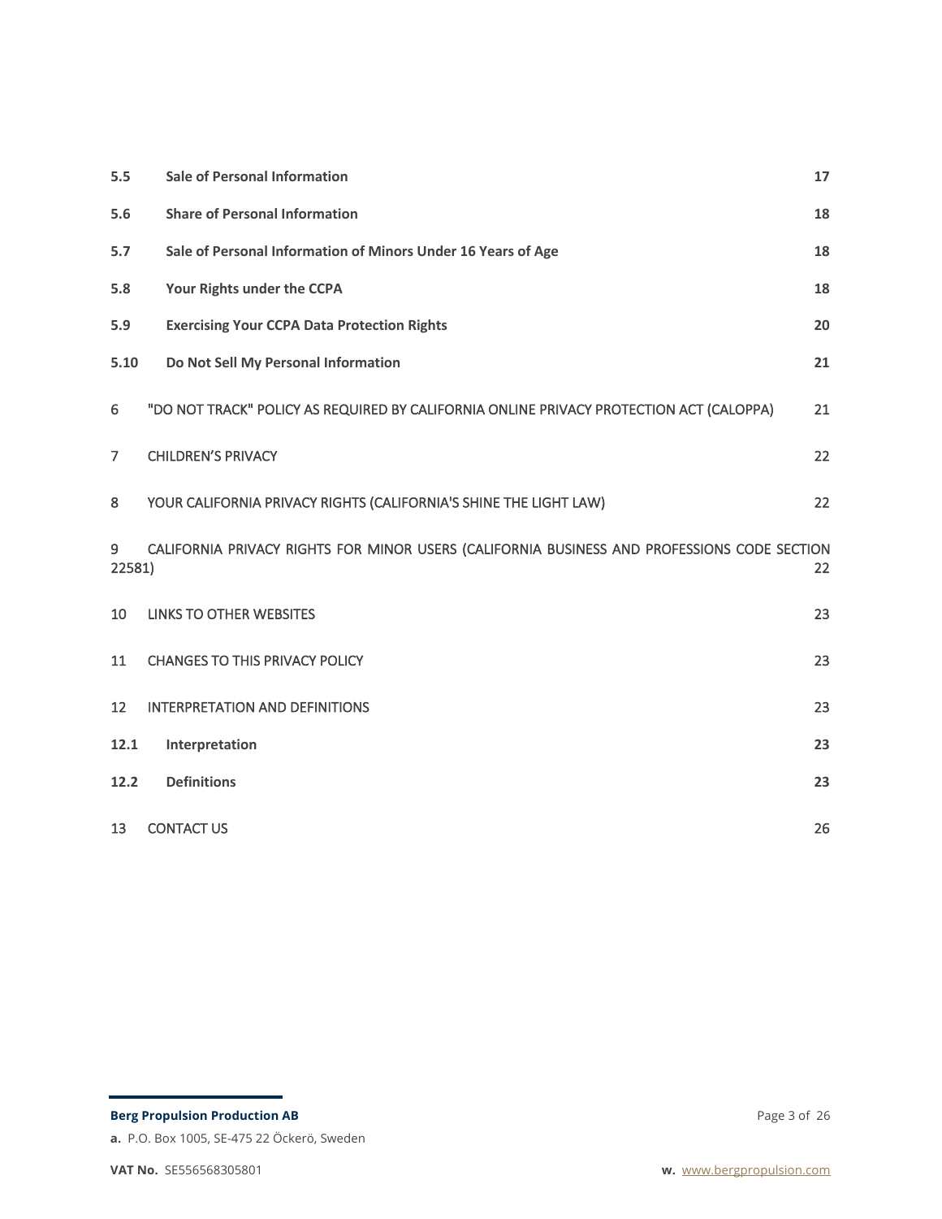| | | |
|---|---|---|
| **5.5** | **Sale of Personal Information** | **17** |
| **5.6** | **Share of Personal Information** | **18** |
| **5.7** | **Sale of Personal Information of Minors Under 16 Years of Age** | **18** |
| **5.8** | **Your Rights under the CCPA** | **18** |
| **5.9** | **Exercising Your CCPA Data Protection Rights** | **20** |
| **5.10** | **Do Not Sell My Personal Information** | **21** |
| 6 | "DO NOT TRACK" POLICY AS REQUIRED BY CALIFORNIA ONLINE PRIVACY PROTECTION ACT (CALOPPA) | 21 |
| 7 | CHILDREN'S PRIVACY | 22 |
| 8 | YOUR CALIFORNIA PRIVACY RIGHTS (CALIFORNIA'S SHINE THE LIGHT LAW) | 22 |
| 9 | CALIFORNIA PRIVACY RIGHTS FOR MINOR USERS (CALIFORNIA BUSINESS AND PROFESSIONS CODE SECTION 22581) | 22 |
| 10 | LINKS TO OTHER WEBSITES | 23 |
| 11 | CHANGES TO THIS PRIVACY POLICY | 23 |
| 12 | INTERPRETATION AND DEFINITIONS | 23 |
| **12.1** | **Interpretation** | **23** |
| **12.2** | **Definitions** | **23** |
| 13 | CONTACT US | 26 |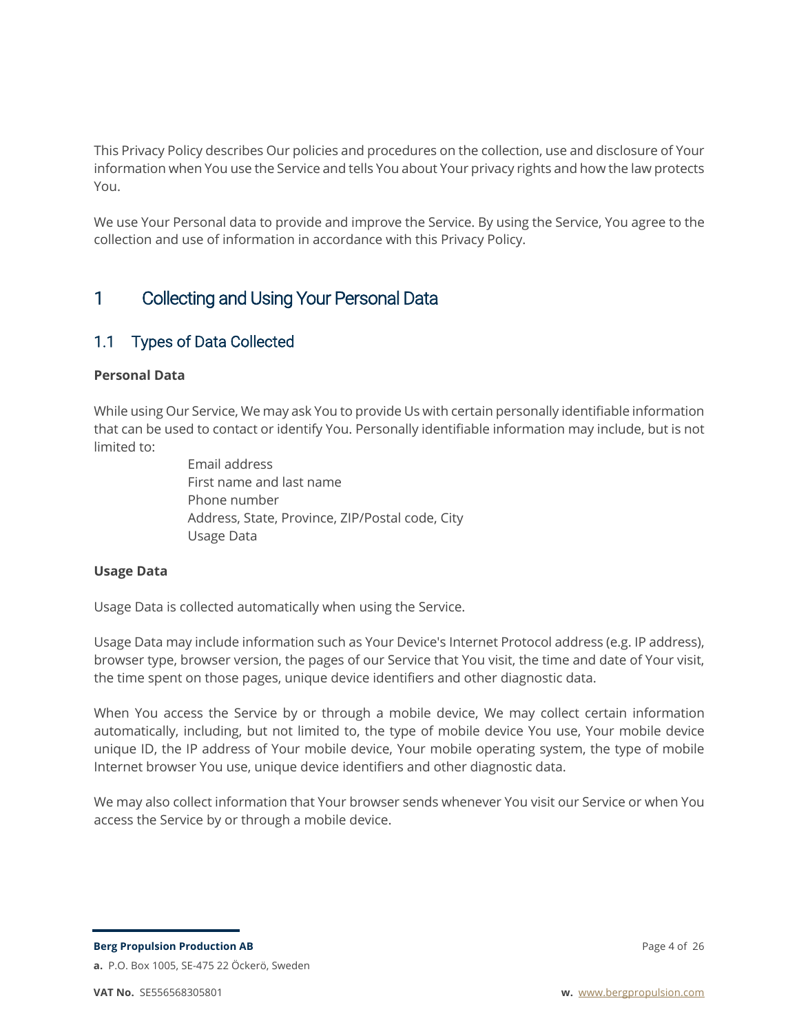This Privacy Policy describes Our policies and procedures on the collection, use and disclosure of Your information when You use the Service and tells You about Your privacy rights and how the law protects You.

We use Your Personal data to provide and improve the Service. By using the Service, You agree to the collection and use of information in accordance with this Privacy Policy.

# 1 Collecting and Using Your Personal Data

## 1.1 Types of Data Collected

**Personal Data**

While using Our Service, We may ask You to provide Us with certain personally identifiable information that can be used to contact or identify You. Personally identifiable information may include, but is not limited to:

- Email address
- First name and last name
- Phone number
- Address, State, Province, ZIP/Postal code, City
- Usage Data

**Usage Data**

Usage Data is collected automatically when using the Service.

Usage Data may include information such as Your Device's Internet Protocol address (e.g. IP address), browser type, browser version, the pages of our Service that You visit, the time and date of Your visit, the time spent on those pages, unique device identifiers and other diagnostic data.

When You access the Service by or through a mobile device, We may collect certain information automatically, including, but not limited to, the type of mobile device You use, Your mobile device unique ID, the IP address of Your mobile device, Your mobile operating system, the type of mobile Internet browser You use, unique device identifiers and other diagnostic data.

We may also collect information that Your browser sends whenever You visit our Service or when You access the Service by or through a mobile device.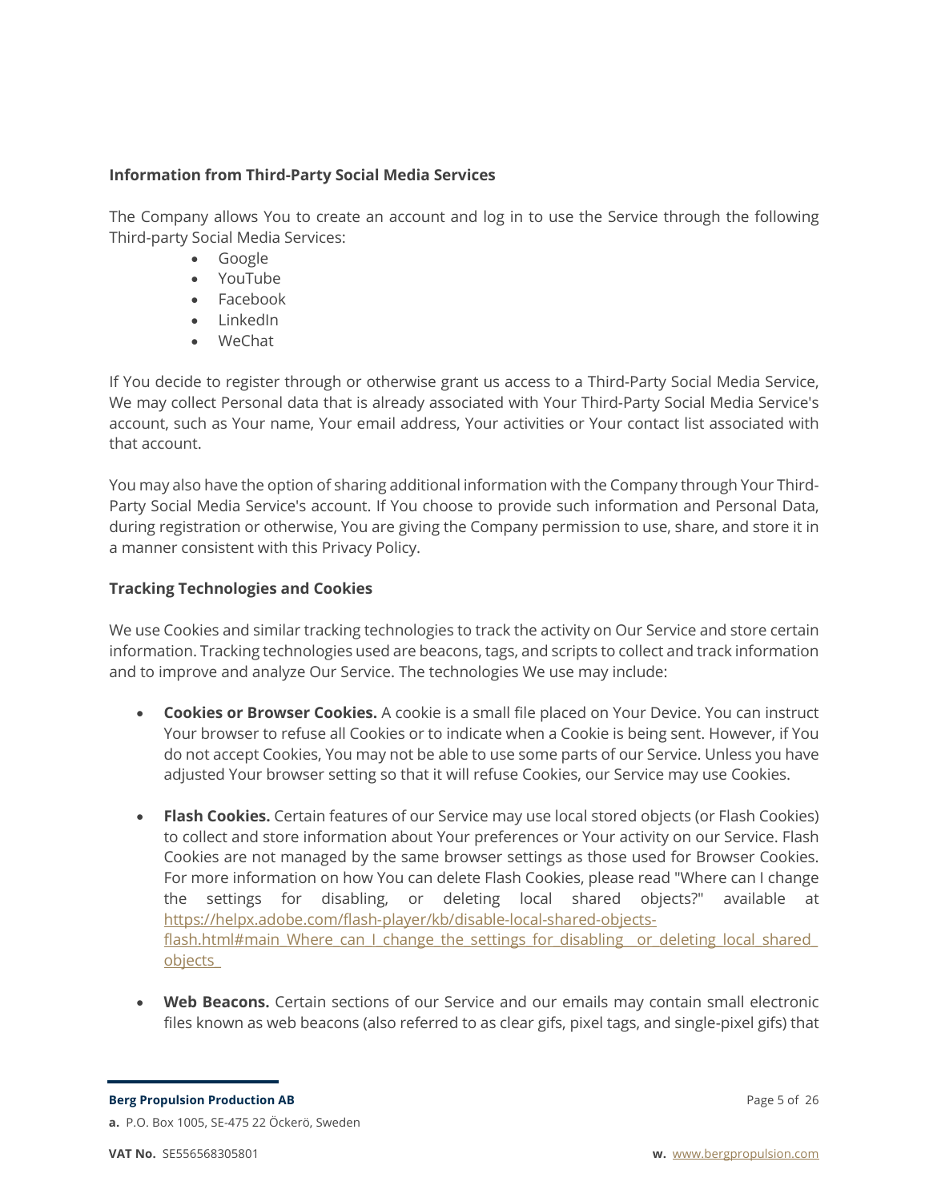**Information from Third-Party Social Media Services**

The Company allows You to create an account and log in to use the Service through the following Third-party Social Media Services:

- Google
- YouTube
- Facebook
- LinkedIn
- WeChat

If You decide to register through or otherwise grant us access to a Third-Party Social Media Service, We may collect Personal data that is already associated with Your Third-Party Social Media Service's account, such as Your name, Your email address, Your activities or Your contact list associated with that account.

You may also have the option of sharing additional information with the Company through Your Third-Party Social Media Service's account. If You choose to provide such information and Personal Data, during registration or otherwise, You are giving the Company permission to use, share, and store it in a manner consistent with this Privacy Policy.

**Tracking Technologies and Cookies**

We use Cookies and similar tracking technologies to track the activity on Our Service and store certain information. Tracking technologies used are beacons, tags, and scripts to collect and track information and to improve and analyze Our Service. The technologies We use may include:

- **Cookies or Browser Cookies.** A cookie is a small file placed on Your Device. You can instruct Your browser to refuse all Cookies or to indicate when a Cookie is being sent. However, if You do not accept Cookies, You may not be able to use some parts of our Service. Unless you have adjusted Your browser setting so that it will refuse Cookies, our Service may use Cookies.

- **Flash Cookies.** Certain features of our Service may use local stored objects (or Flash Cookies) to collect and store information about Your preferences or Your activity on our Service. Flash Cookies are not managed by the same browser settings as those used for Browser Cookies. For more information on how You can delete Flash Cookies, please read "Where can I change the settings for disabling, or deleting local shared objects?" available at https://helpx.adobe.com/flash-player/kb/disable-local-shared-objects-flash.html#main_Where_can_I_change_the_settings_for_disabling__or_deleting_local_shared_objects_

- **Web Beacons.** Certain sections of our Service and our emails may contain small electronic files known as web beacons (also referred to as clear gifs, pixel tags, and single-pixel gifs) that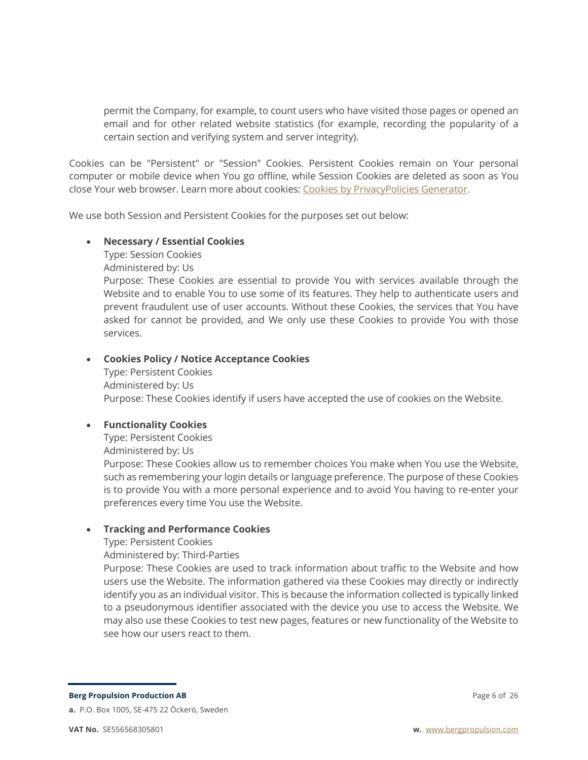permit the Company, for example, to count users who have visited those pages or opened an email and for other related website statistics (for example, recording the popularity of a certain section and verifying system and server integrity).

Cookies can be "Persistent" or "Session" Cookies. Persistent Cookies remain on Your personal computer or mobile device when You go offline, while Session Cookies are deleted as soon as You close Your web browser. Learn more about cookies: Cookies by PrivacyPolicies Generator.

We use both Session and Persistent Cookies for the purposes set out below:

- **Necessary / Essential Cookies**
  Type: Session Cookies
  Administered by: Us
  Purpose: These Cookies are essential to provide You with services available through the Website and to enable You to use some of its features. They help to authenticate users and prevent fraudulent use of user accounts. Without these Cookies, the services that You have asked for cannot be provided, and We only use these Cookies to provide You with those services.

- **Cookies Policy / Notice Acceptance Cookies**
  Type: Persistent Cookies
  Administered by: Us
  Purpose: These Cookies identify if users have accepted the use of cookies on the Website.

- **Functionality Cookies**
  Type: Persistent Cookies
  Administered by: Us
  Purpose: These Cookies allow us to remember choices You make when You use the Website, such as remembering your login details or language preference. The purpose of these Cookies is to provide You with a more personal experience and to avoid You having to re-enter your preferences every time You use the Website.

- **Tracking and Performance Cookies**
  Type: Persistent Cookies
  Administered by: Third-Parties
  Purpose: These Cookies are used to track information about traffic to the Website and how users use the Website. The information gathered via these Cookies may directly or indirectly identify you as an individual visitor. This is because the information collected is typically linked to a pseudonymous identifier associated with the device you use to access the Website. We may also use these Cookies to test new pages, features or new functionality of the Website to see how our users react to them.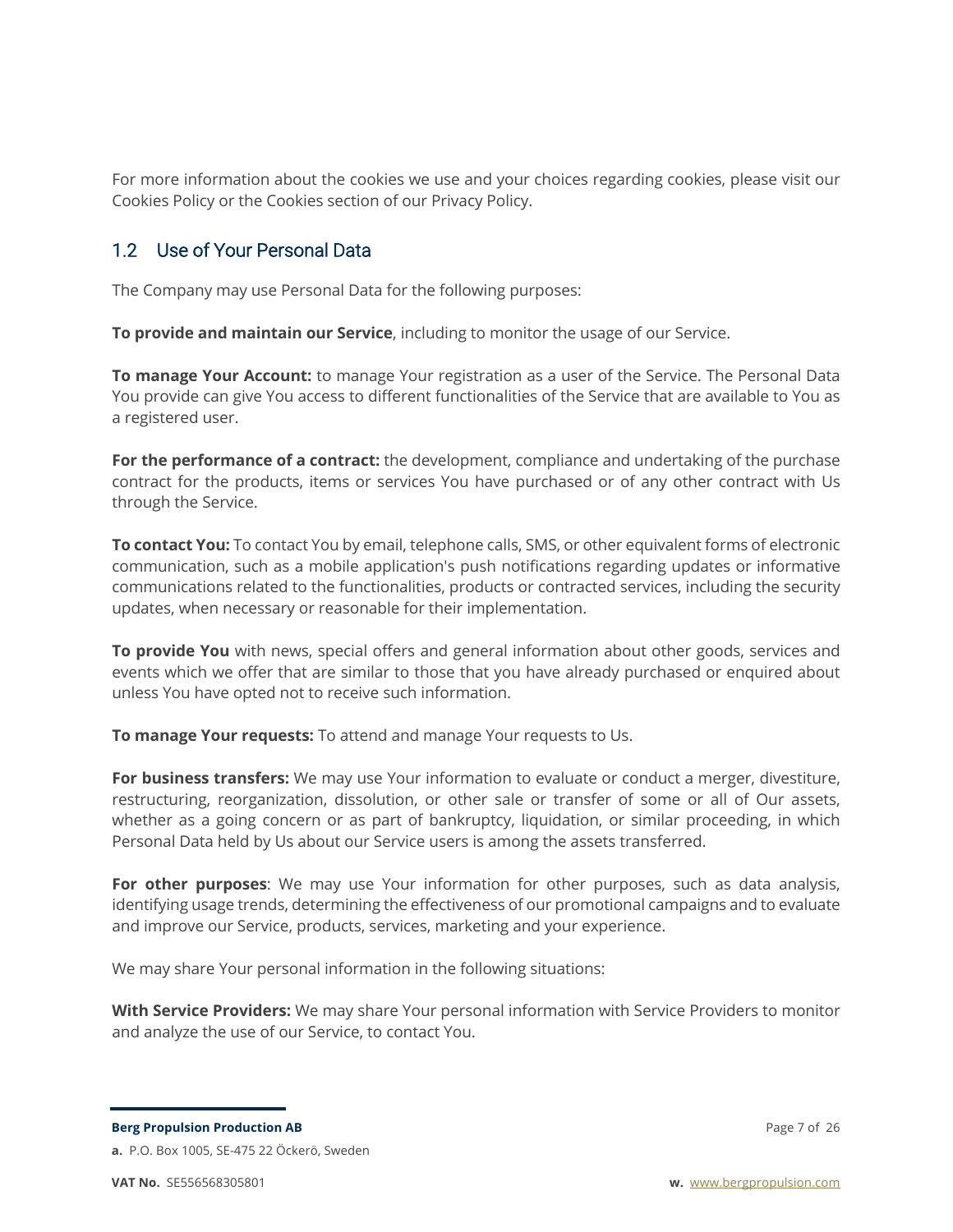For more information about the cookies we use and your choices regarding cookies, please visit our Cookies Policy or the Cookies section of our Privacy Policy.

## 1.2 Use of Your Personal Data

The Company may use Personal Data for the following purposes:

**To provide and maintain our Service**, including to monitor the usage of our Service.

**To manage Your Account:** to manage Your registration as a user of the Service. The Personal Data You provide can give You access to different functionalities of the Service that are available to You as a registered user.

**For the performance of a contract:** the development, compliance and undertaking of the purchase contract for the products, items or services You have purchased or of any other contract with Us through the Service.

**To contact You:** To contact You by email, telephone calls, SMS, or other equivalent forms of electronic communication, such as a mobile application's push notifications regarding updates or informative communications related to the functionalities, products or contracted services, including the security updates, when necessary or reasonable for their implementation.

**To provide You** with news, special offers and general information about other goods, services and events which we offer that are similar to those that you have already purchased or enquired about unless You have opted not to receive such information.

**To manage Your requests:** To attend and manage Your requests to Us.

**For business transfers:** We may use Your information to evaluate or conduct a merger, divestiture, restructuring, reorganization, dissolution, or other sale or transfer of some or all of Our assets, whether as a going concern or as part of bankruptcy, liquidation, or similar proceeding, in which Personal Data held by Us about our Service users is among the assets transferred.

**For other purposes**: We may use Your information for other purposes, such as data analysis, identifying usage trends, determining the effectiveness of our promotional campaigns and to evaluate and improve our Service, products, services, marketing and your experience.

We may share Your personal information in the following situations:

**With Service Providers:** We may share Your personal information with Service Providers to monitor and analyze the use of our Service, to contact You.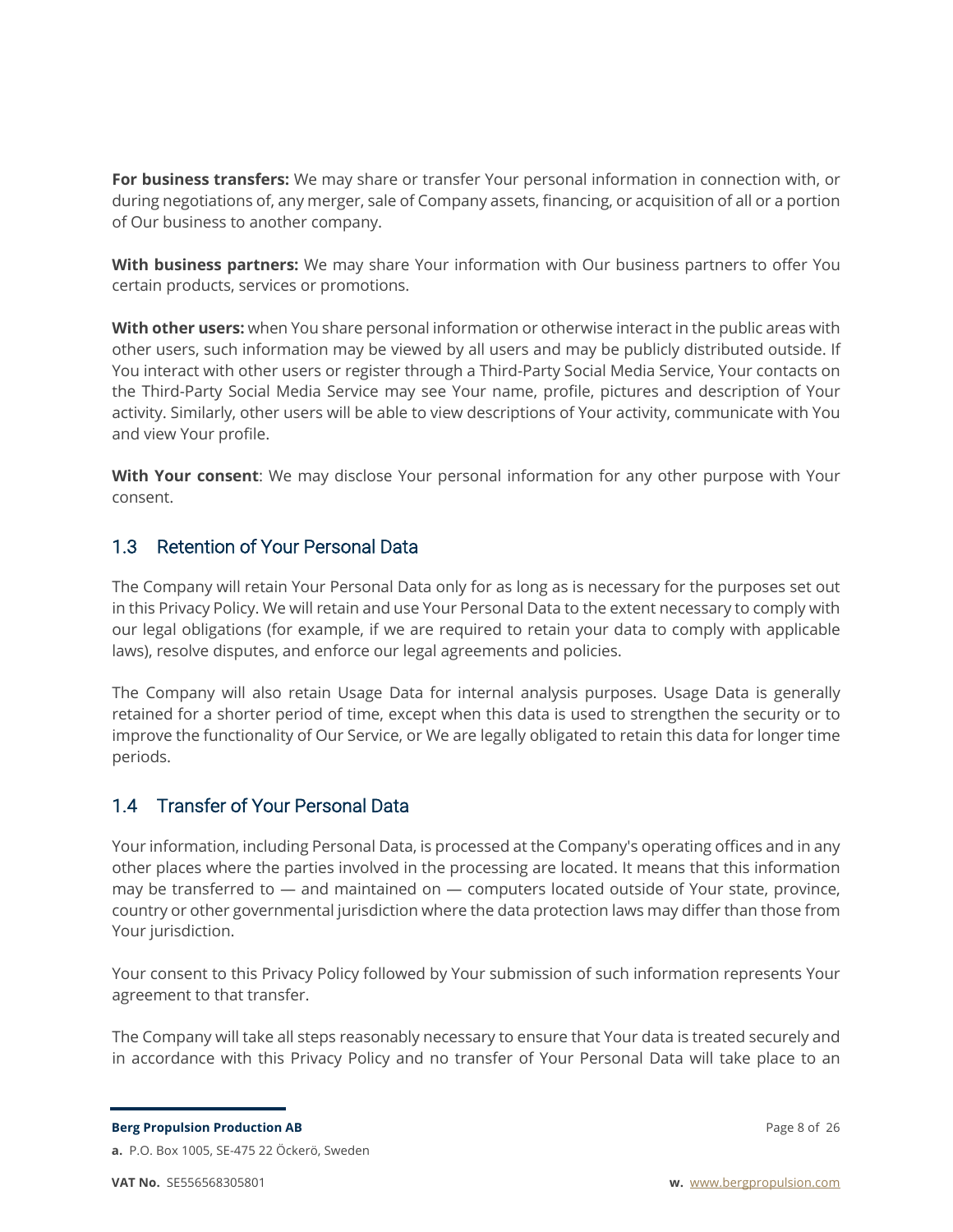**For business transfers:** We may share or transfer Your personal information in connection with, or during negotiations of, any merger, sale of Company assets, financing, or acquisition of all or a portion of Our business to another company.

**With business partners:** We may share Your information with Our business partners to offer You certain products, services or promotions.

**With other users:** when You share personal information or otherwise interact in the public areas with other users, such information may be viewed by all users and may be publicly distributed outside. If You interact with other users or register through a Third-Party Social Media Service, Your contacts on the Third-Party Social Media Service may see Your name, profile, pictures and description of Your activity. Similarly, other users will be able to view descriptions of Your activity, communicate with You and view Your profile.

**With Your consent**: We may disclose Your personal information for any other purpose with Your consent.

## 1.3 Retention of Your Personal Data

The Company will retain Your Personal Data only for as long as is necessary for the purposes set out in this Privacy Policy. We will retain and use Your Personal Data to the extent necessary to comply with our legal obligations (for example, if we are required to retain your data to comply with applicable laws), resolve disputes, and enforce our legal agreements and policies.

The Company will also retain Usage Data for internal analysis purposes. Usage Data is generally retained for a shorter period of time, except when this data is used to strengthen the security or to improve the functionality of Our Service, or We are legally obligated to retain this data for longer time periods.

## 1.4 Transfer of Your Personal Data

Your information, including Personal Data, is processed at the Company's operating offices and in any other places where the parties involved in the processing are located. It means that this information may be transferred to — and maintained on — computers located outside of Your state, province, country or other governmental jurisdiction where the data protection laws may differ than those from Your jurisdiction.

Your consent to this Privacy Policy followed by Your submission of such information represents Your agreement to that transfer.

The Company will take all steps reasonably necessary to ensure that Your data is treated securely and in accordance with this Privacy Policy and no transfer of Your Personal Data will take place to an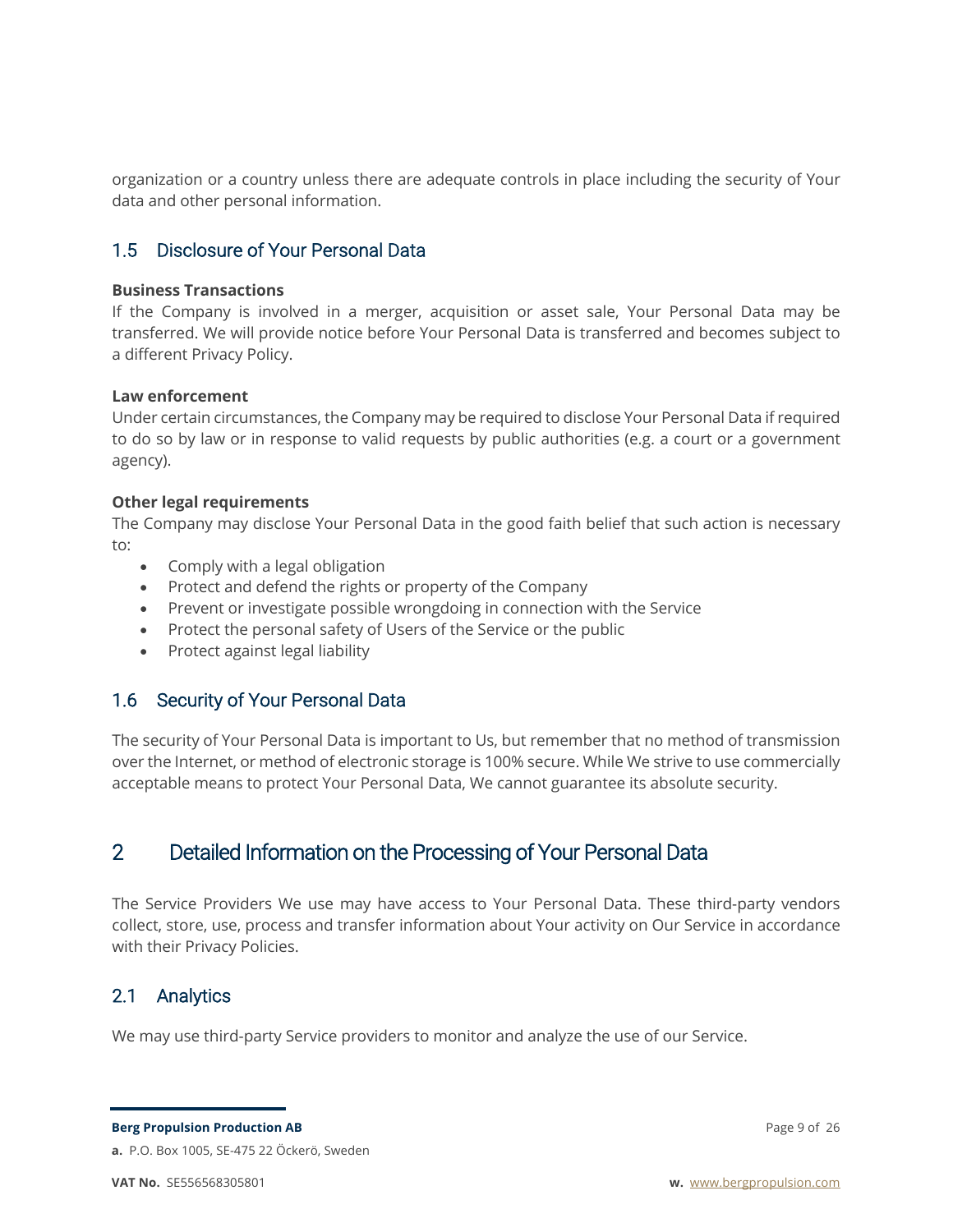organization or a country unless there are adequate controls in place including the security of Your data and other personal information.

### 1.5 Disclosure of Your Personal Data

**Business Transactions**
If the Company is involved in a merger, acquisition or asset sale, Your Personal Data may be transferred. We will provide notice before Your Personal Data is transferred and becomes subject to a different Privacy Policy.

**Law enforcement**
Under certain circumstances, the Company may be required to disclose Your Personal Data if required to do so by law or in response to valid requests by public authorities (e.g. a court or a government agency).

**Other legal requirements**
The Company may disclose Your Personal Data in the good faith belief that such action is necessary to:

- Comply with a legal obligation
- Protect and defend the rights or property of the Company
- Prevent or investigate possible wrongdoing in connection with the Service
- Protect the personal safety of Users of the Service or the public
- Protect against legal liability

### 1.6 Security of Your Personal Data

The security of Your Personal Data is important to Us, but remember that no method of transmission over the Internet, or method of electronic storage is 100% secure. While We strive to use commercially acceptable means to protect Your Personal Data, We cannot guarantee its absolute security.

## 2 Detailed Information on the Processing of Your Personal Data

The Service Providers We use may have access to Your Personal Data. These third-party vendors collect, store, use, process and transfer information about Your activity on Our Service in accordance with their Privacy Policies.

### 2.1 Analytics

We may use third-party Service providers to monitor and analyze the use of our Service.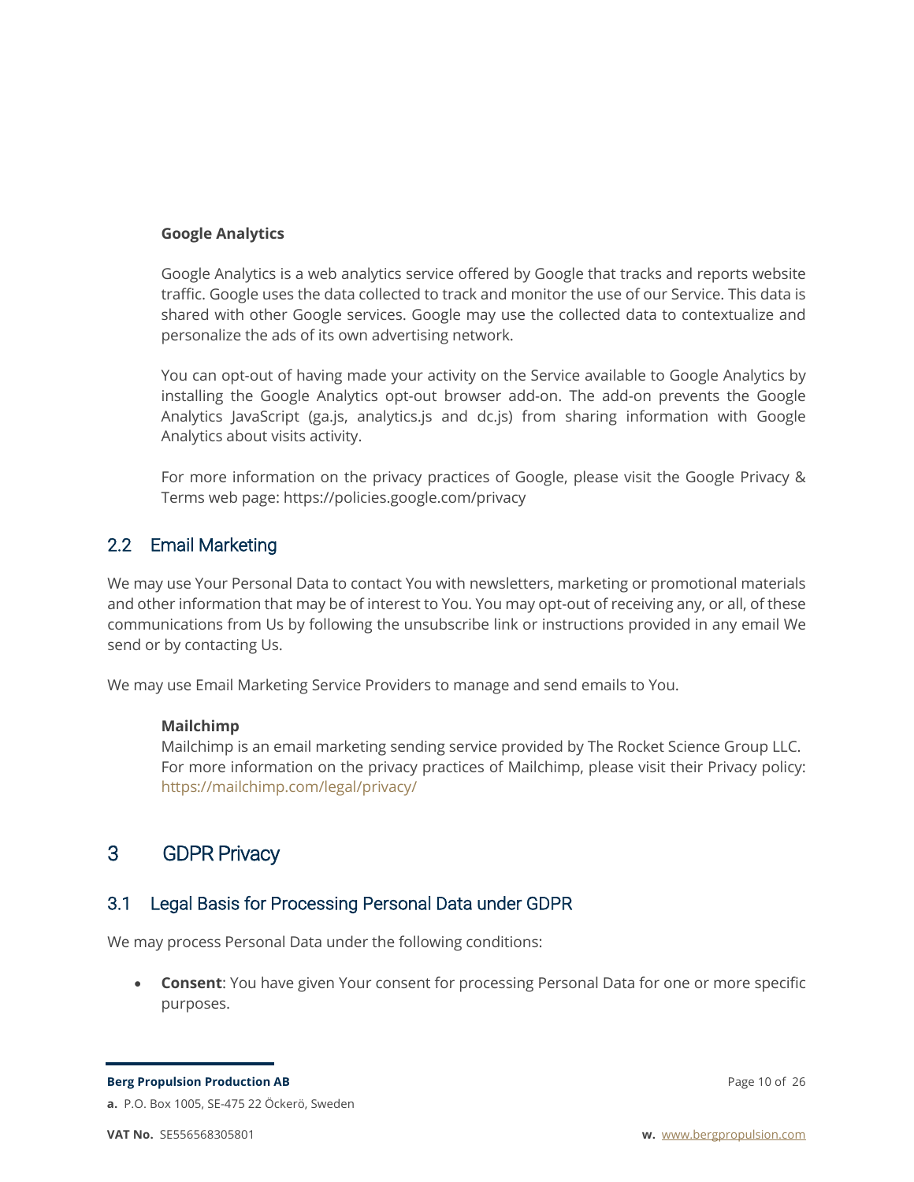**Google Analytics**

Google Analytics is a web analytics service offered by Google that tracks and reports website traffic. Google uses the data collected to track and monitor the use of our Service. This data is shared with other Google services. Google may use the collected data to contextualize and personalize the ads of its own advertising network.

You can opt-out of having made your activity on the Service available to Google Analytics by installing the Google Analytics opt-out browser add-on. The add-on prevents the Google Analytics JavaScript (ga.js, analytics.js and dc.js) from sharing information with Google Analytics about visits activity.

For more information on the privacy practices of Google, please visit the Google Privacy & Terms web page: https://policies.google.com/privacy

## 2.2 Email Marketing

We may use Your Personal Data to contact You with newsletters, marketing or promotional materials and other information that may be of interest to You. You may opt-out of receiving any, or all, of these communications from Us by following the unsubscribe link or instructions provided in any email We send or by contacting Us.

We may use Email Marketing Service Providers to manage and send emails to You.

**Mailchimp**
Mailchimp is an email marketing sending service provided by The Rocket Science Group LLC. For more information on the privacy practices of Mailchimp, please visit their Privacy policy: https://mailchimp.com/legal/privacy/

# 3 GDPR Privacy

## 3.1 Legal Basis for Processing Personal Data under GDPR

We may process Personal Data under the following conditions:

- **Consent**: You have given Your consent for processing Personal Data for one or more specific purposes.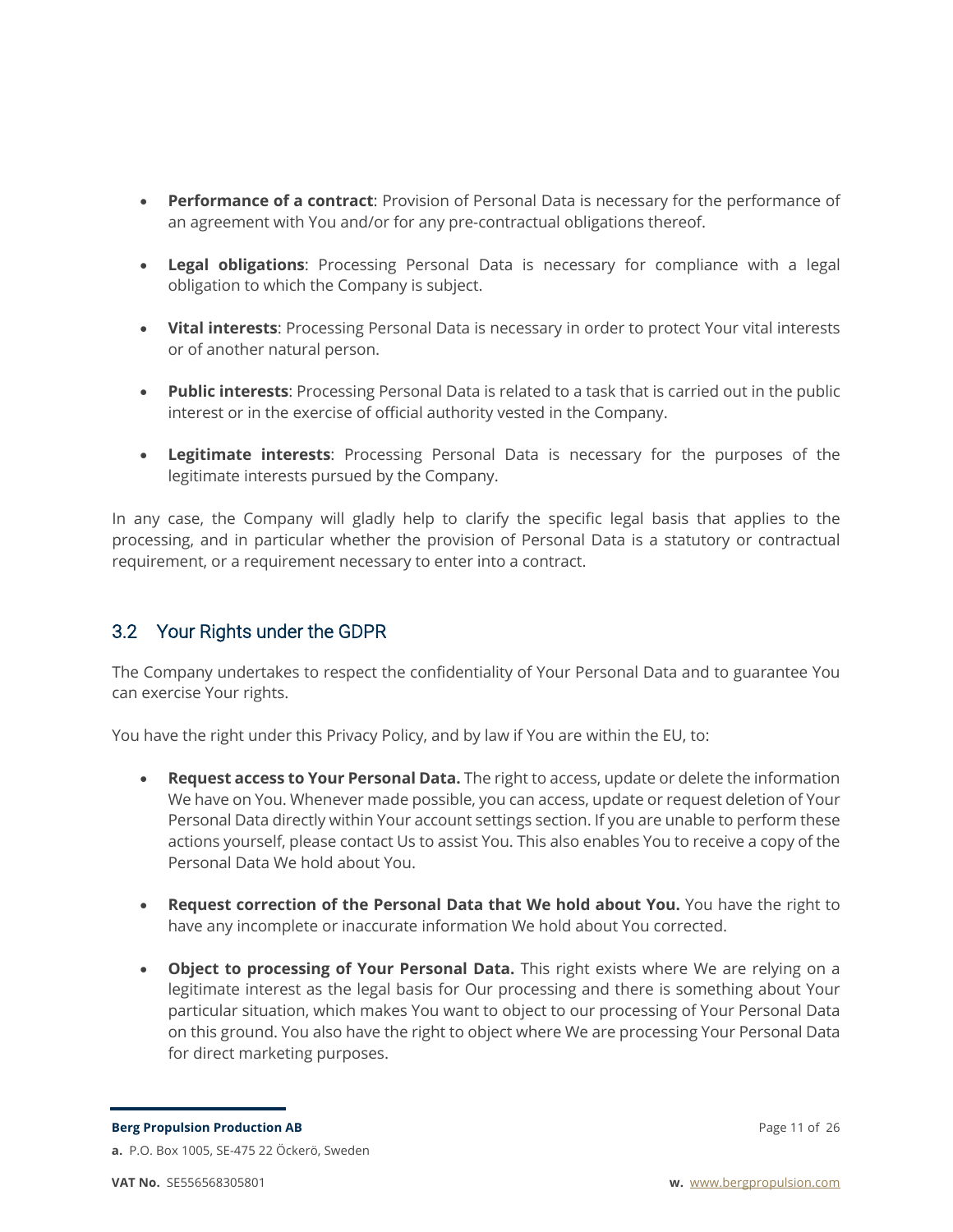- **Performance of a contract**: Provision of Personal Data is necessary for the performance of an agreement with You and/or for any pre-contractual obligations thereof.

- **Legal obligations**: Processing Personal Data is necessary for compliance with a legal obligation to which the Company is subject.

- **Vital interests**: Processing Personal Data is necessary in order to protect Your vital interests or of another natural person.

- **Public interests**: Processing Personal Data is related to a task that is carried out in the public interest or in the exercise of official authority vested in the Company.

- **Legitimate interests**: Processing Personal Data is necessary for the purposes of the legitimate interests pursued by the Company.

In any case, the Company will gladly help to clarify the specific legal basis that applies to the processing, and in particular whether the provision of Personal Data is a statutory or contractual requirement, or a requirement necessary to enter into a contract.

## 3.2 Your Rights under the GDPR

The Company undertakes to respect the confidentiality of Your Personal Data and to guarantee You can exercise Your rights.

You have the right under this Privacy Policy, and by law if You are within the EU, to:

- **Request access to Your Personal Data.** The right to access, update or delete the information We have on You. Whenever made possible, you can access, update or request deletion of Your Personal Data directly within Your account settings section. If you are unable to perform these actions yourself, please contact Us to assist You. This also enables You to receive a copy of the Personal Data We hold about You.

- **Request correction of the Personal Data that We hold about You.** You have the right to have any incomplete or inaccurate information We hold about You corrected.

- **Object to processing of Your Personal Data.** This right exists where We are relying on a legitimate interest as the legal basis for Our processing and there is something about Your particular situation, which makes You want to object to our processing of Your Personal Data on this ground. You also have the right to object where We are processing Your Personal Data for direct marketing purposes.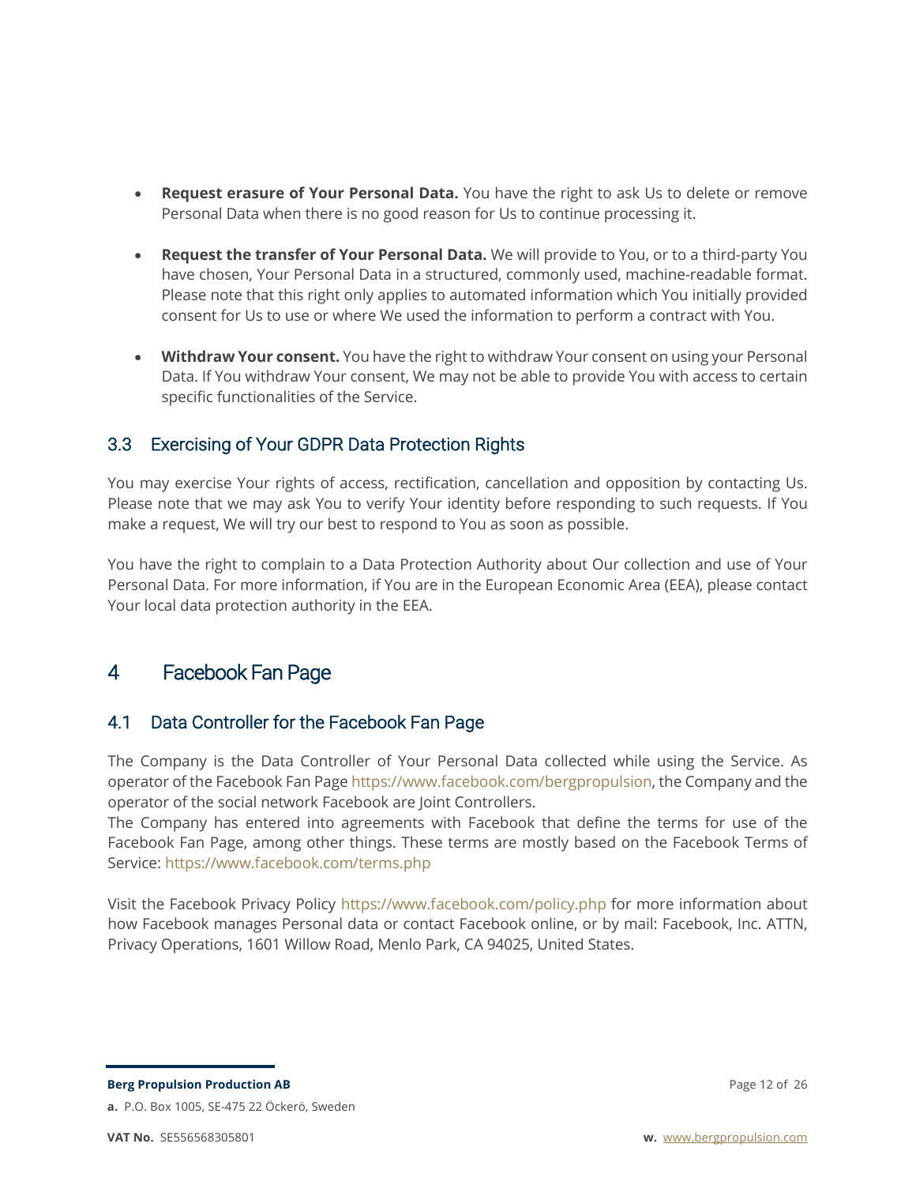- **Request erasure of Your Personal Data.** You have the right to ask Us to delete or remove Personal Data when there is no good reason for Us to continue processing it.

- **Request the transfer of Your Personal Data.** We will provide to You, or to a third-party You have chosen, Your Personal Data in a structured, commonly used, machine-readable format. Please note that this right only applies to automated information which You initially provided consent for Us to use or where We used the information to perform a contract with You.

- **Withdraw Your consent.** You have the right to withdraw Your consent on using your Personal Data. If You withdraw Your consent, We may not be able to provide You with access to certain specific functionalities of the Service.

### 3.3 Exercising of Your GDPR Data Protection Rights

You may exercise Your rights of access, rectification, cancellation and opposition by contacting Us. Please note that we may ask You to verify Your identity before responding to such requests. If You make a request, We will try our best to respond to You as soon as possible.

You have the right to complain to a Data Protection Authority about Our collection and use of Your Personal Data. For more information, if You are in the European Economic Area (EEA), please contact Your local data protection authority in the EEA.

## 4 Facebook Fan Page

### 4.1 Data Controller for the Facebook Fan Page

The Company is the Data Controller of Your Personal Data collected while using the Service. As operator of the Facebook Fan Page https://www.facebook.com/bergpropulsion, the Company and the operator of the social network Facebook are Joint Controllers.
The Company has entered into agreements with Facebook that define the terms for use of the Facebook Fan Page, among other things. These terms are mostly based on the Facebook Terms of Service: https://www.facebook.com/terms.php

Visit the Facebook Privacy Policy https://www.facebook.com/policy.php for more information about how Facebook manages Personal data or contact Facebook online, or by mail: Facebook, Inc. ATTN, Privacy Operations, 1601 Willow Road, Menlo Park, CA 94025, United States.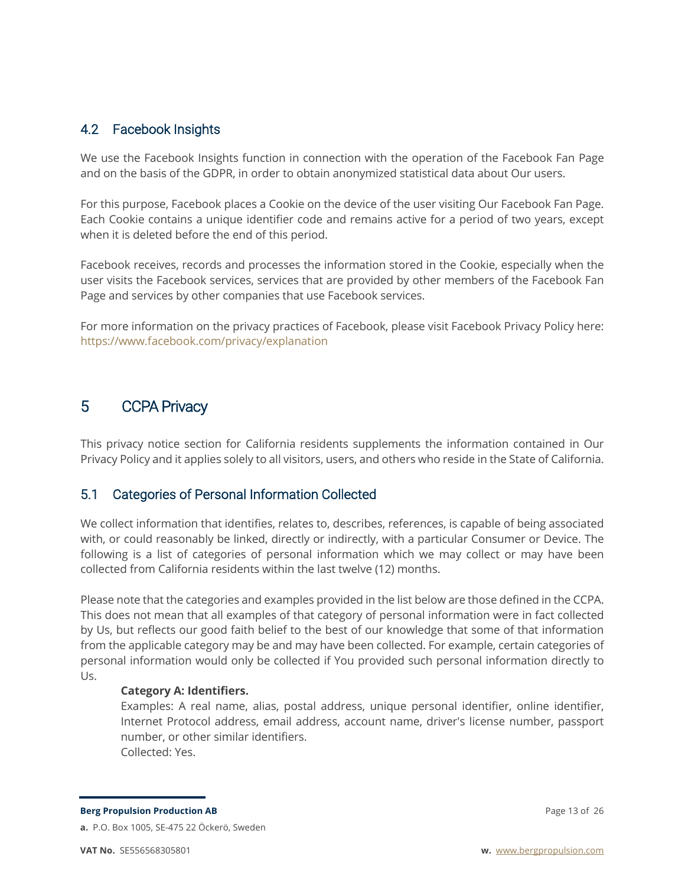### 4.2 Facebook Insights

We use the Facebook Insights function in connection with the operation of the Facebook Fan Page and on the basis of the GDPR, in order to obtain anonymized statistical data about Our users.

For this purpose, Facebook places a Cookie on the device of the user visiting Our Facebook Fan Page. Each Cookie contains a unique identifier code and remains active for a period of two years, except when it is deleted before the end of this period.

Facebook receives, records and processes the information stored in the Cookie, especially when the user visits the Facebook services, services that are provided by other members of the Facebook Fan Page and services by other companies that use Facebook services.

For more information on the privacy practices of Facebook, please visit Facebook Privacy Policy here: https://www.facebook.com/privacy/explanation

## 5 CCPA Privacy

This privacy notice section for California residents supplements the information contained in Our Privacy Policy and it applies solely to all visitors, users, and others who reside in the State of California.

### 5.1 Categories of Personal Information Collected

We collect information that identifies, relates to, describes, references, is capable of being associated with, or could reasonably be linked, directly or indirectly, with a particular Consumer or Device. The following is a list of categories of personal information which we may collect or may have been collected from California residents within the last twelve (12) months.

Please note that the categories and examples provided in the list below are those defined in the CCPA. This does not mean that all examples of that category of personal information were in fact collected by Us, but reflects our good faith belief to the best of our knowledge that some of that information from the applicable category may be and may have been collected. For example, certain categories of personal information would only be collected if You provided such personal information directly to Us.

**Category A: Identifiers.**
Examples: A real name, alias, postal address, unique personal identifier, online identifier, Internet Protocol address, email address, account name, driver's license number, passport number, or other similar identifiers.
Collected: Yes.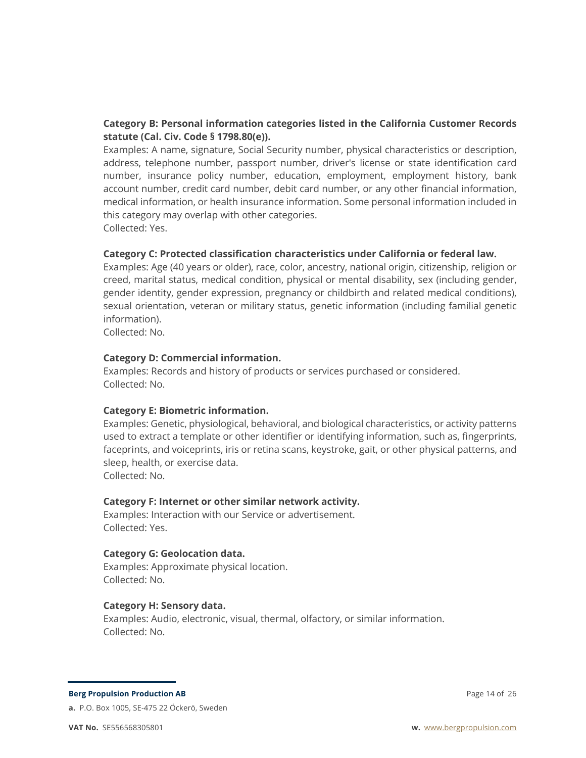**Category B: Personal information categories listed in the California Customer Records statute (Cal. Civ. Code § 1798.80(e)).**
Examples: A name, signature, Social Security number, physical characteristics or description, address, telephone number, passport number, driver's license or state identification card number, insurance policy number, education, employment, employment history, bank account number, credit card number, debit card number, or any other financial information, medical information, or health insurance information. Some personal information included in this category may overlap with other categories.
Collected: Yes.

**Category C: Protected classification characteristics under California or federal law.**
Examples: Age (40 years or older), race, color, ancestry, national origin, citizenship, religion or creed, marital status, medical condition, physical or mental disability, sex (including gender, gender identity, gender expression, pregnancy or childbirth and related medical conditions), sexual orientation, veteran or military status, genetic information (including familial genetic information).
Collected: No.

**Category D: Commercial information.**
Examples: Records and history of products or services purchased or considered.
Collected: No.

**Category E: Biometric information.**
Examples: Genetic, physiological, behavioral, and biological characteristics, or activity patterns used to extract a template or other identifier or identifying information, such as, fingerprints, faceprints, and voiceprints, iris or retina scans, keystroke, gait, or other physical patterns, and sleep, health, or exercise data.
Collected: No.

**Category F: Internet or other similar network activity.**
Examples: Interaction with our Service or advertisement.
Collected: Yes.

**Category G: Geolocation data.**
Examples: Approximate physical location.
Collected: No.

**Category H: Sensory data.**
Examples: Audio, electronic, visual, thermal, olfactory, or similar information.
Collected: No.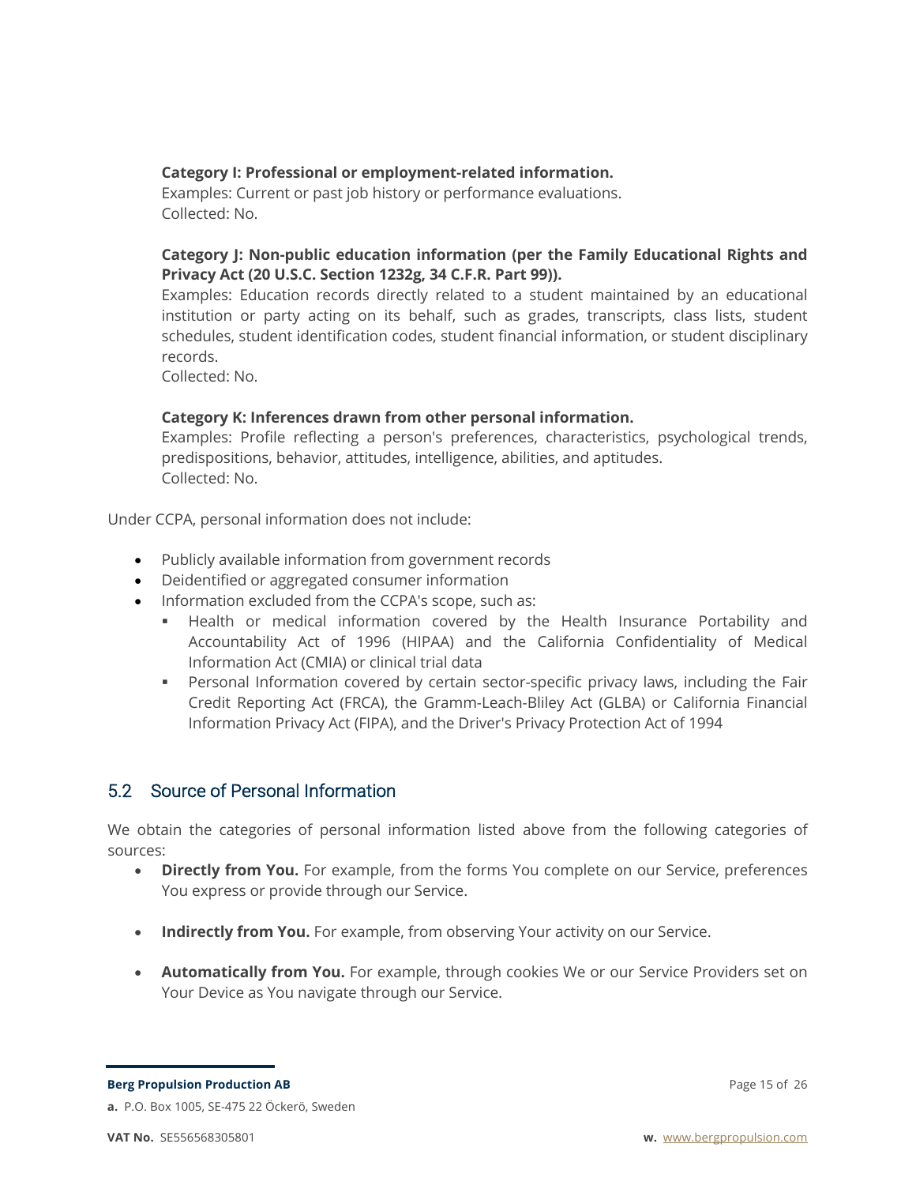**Category I: Professional or employment-related information.**
Examples: Current or past job history or performance evaluations.
Collected: No.

**Category J: Non-public education information (per the Family Educational Rights and Privacy Act (20 U.S.C. Section 1232g, 34 C.F.R. Part 99)).**
Examples: Education records directly related to a student maintained by an educational institution or party acting on its behalf, such as grades, transcripts, class lists, student schedules, student identification codes, student financial information, or student disciplinary records.
Collected: No.

**Category K: Inferences drawn from other personal information.**
Examples: Profile reflecting a person's preferences, characteristics, psychological trends, predispositions, behavior, attitudes, intelligence, abilities, and aptitudes.
Collected: No.

Under CCPA, personal information does not include:

- Publicly available information from government records
- Deidentified or aggregated consumer information
- Information excluded from the CCPA's scope, such as:
  - Health or medical information covered by the Health Insurance Portability and Accountability Act of 1996 (HIPAA) and the California Confidentiality of Medical Information Act (CMIA) or clinical trial data
  - Personal Information covered by certain sector-specific privacy laws, including the Fair Credit Reporting Act (FRCA), the Gramm-Leach-Bliley Act (GLBA) or California Financial Information Privacy Act (FIPA), and the Driver's Privacy Protection Act of 1994

## 5.2 Source of Personal Information

We obtain the categories of personal information listed above from the following categories of sources:

- **Directly from You.** For example, from the forms You complete on our Service, preferences You express or provide through our Service.
- **Indirectly from You.** For example, from observing Your activity on our Service.
- **Automatically from You.** For example, through cookies We or our Service Providers set on Your Device as You navigate through our Service.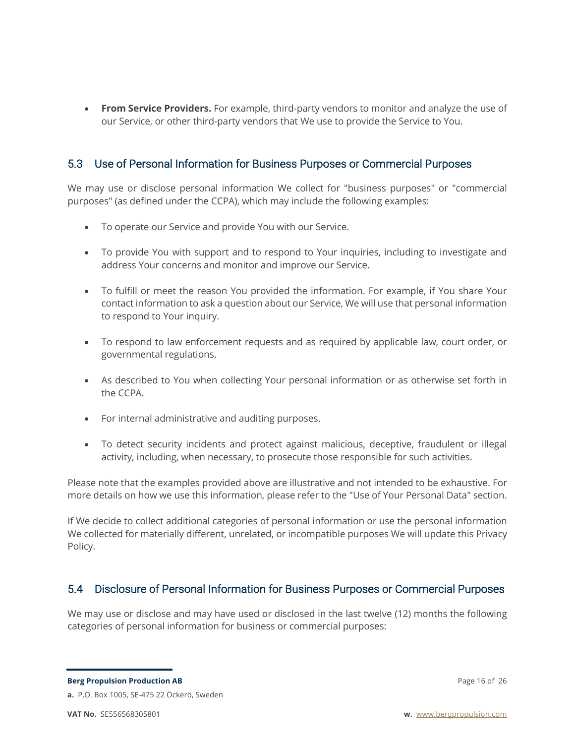- **From Service Providers.** For example, third-party vendors to monitor and analyze the use of our Service, or other third-party vendors that We use to provide the Service to You.

## 5.3 Use of Personal Information for Business Purposes or Commercial Purposes

We may use or disclose personal information We collect for "business purposes" or "commercial purposes" (as defined under the CCPA), which may include the following examples:

- To operate our Service and provide You with our Service.
- To provide You with support and to respond to Your inquiries, including to investigate and address Your concerns and monitor and improve our Service.
- To fulfill or meet the reason You provided the information. For example, if You share Your contact information to ask a question about our Service, We will use that personal information to respond to Your inquiry.
- To respond to law enforcement requests and as required by applicable law, court order, or governmental regulations.
- As described to You when collecting Your personal information or as otherwise set forth in the CCPA.
- For internal administrative and auditing purposes.
- To detect security incidents and protect against malicious, deceptive, fraudulent or illegal activity, including, when necessary, to prosecute those responsible for such activities.

Please note that the examples provided above are illustrative and not intended to be exhaustive. For more details on how we use this information, please refer to the "Use of Your Personal Data" section.

If We decide to collect additional categories of personal information or use the personal information We collected for materially different, unrelated, or incompatible purposes We will update this Privacy Policy.

## 5.4 Disclosure of Personal Information for Business Purposes or Commercial Purposes

We may use or disclose and may have used or disclosed in the last twelve (12) months the following categories of personal information for business or commercial purposes: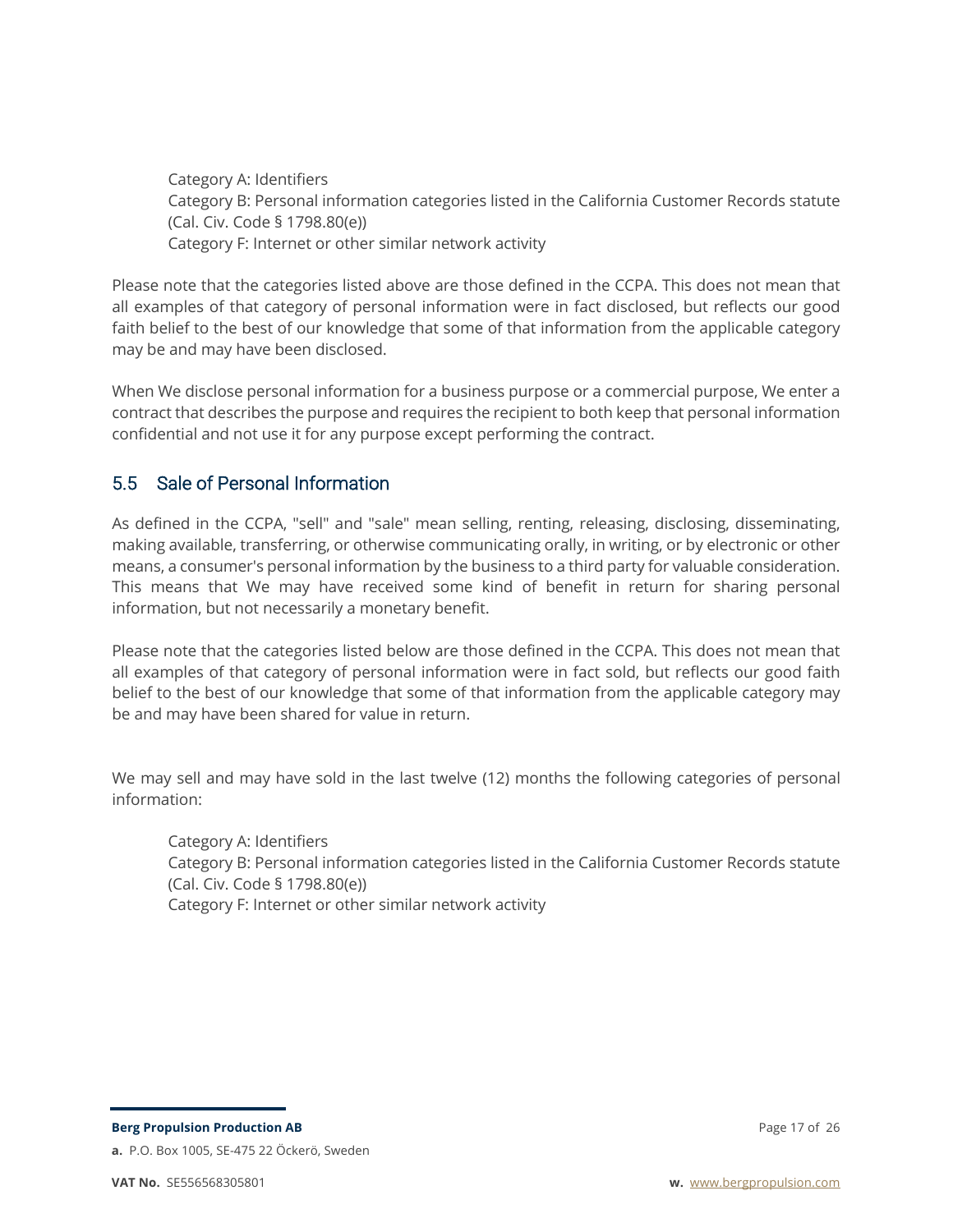Category A: Identifiers
Category B: Personal information categories listed in the California Customer Records statute (Cal. Civ. Code § 1798.80(e))
Category F: Internet or other similar network activity

Please note that the categories listed above are those defined in the CCPA. This does not mean that all examples of that category of personal information were in fact disclosed, but reflects our good faith belief to the best of our knowledge that some of that information from the applicable category may be and may have been disclosed.

When We disclose personal information for a business purpose or a commercial purpose, We enter a contract that describes the purpose and requires the recipient to both keep that personal information confidential and not use it for any purpose except performing the contract.

## 5.5 Sale of Personal Information

As defined in the CCPA, "sell" and "sale" mean selling, renting, releasing, disclosing, disseminating, making available, transferring, or otherwise communicating orally, in writing, or by electronic or other means, a consumer's personal information by the business to a third party for valuable consideration. This means that We may have received some kind of benefit in return for sharing personal information, but not necessarily a monetary benefit.

Please note that the categories listed below are those defined in the CCPA. This does not mean that all examples of that category of personal information were in fact sold, but reflects our good faith belief to the best of our knowledge that some of that information from the applicable category may be and may have been shared for value in return.

We may sell and may have sold in the last twelve (12) months the following categories of personal information:

Category A: Identifiers
Category B: Personal information categories listed in the California Customer Records statute (Cal. Civ. Code § 1798.80(e))
Category F: Internet or other similar network activity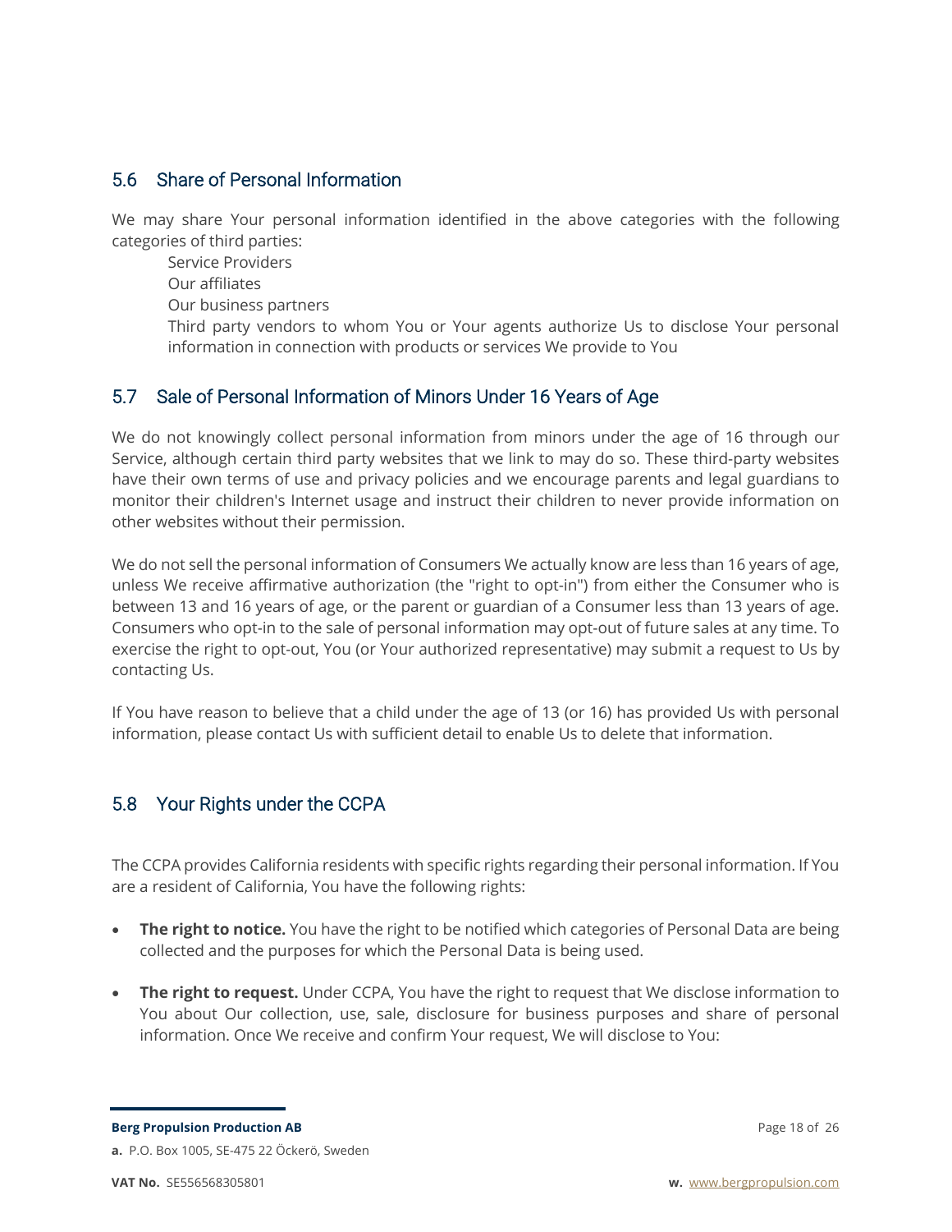## 5.6 Share of Personal Information

We may share Your personal information identified in the above categories with the following categories of third parties:

- Service Providers
- Our affiliates
- Our business partners
- Third party vendors to whom You or Your agents authorize Us to disclose Your personal information in connection with products or services We provide to You

## 5.7 Sale of Personal Information of Minors Under 16 Years of Age

We do not knowingly collect personal information from minors under the age of 16 through our Service, although certain third party websites that we link to may do so. These third-party websites have their own terms of use and privacy policies and we encourage parents and legal guardians to monitor their children's Internet usage and instruct their children to never provide information on other websites without their permission.

We do not sell the personal information of Consumers We actually know are less than 16 years of age, unless We receive affirmative authorization (the "right to opt-in") from either the Consumer who is between 13 and 16 years of age, or the parent or guardian of a Consumer less than 13 years of age. Consumers who opt-in to the sale of personal information may opt-out of future sales at any time. To exercise the right to opt-out, You (or Your authorized representative) may submit a request to Us by contacting Us.

If You have reason to believe that a child under the age of 13 (or 16) has provided Us with personal information, please contact Us with sufficient detail to enable Us to delete that information.

## 5.8 Your Rights under the CCPA

The CCPA provides California residents with specific rights regarding their personal information. If You are a resident of California, You have the following rights:

- **The right to notice.** You have the right to be notified which categories of Personal Data are being collected and the purposes for which the Personal Data is being used.
- **The right to request.** Under CCPA, You have the right to request that We disclose information to You about Our collection, use, sale, disclosure for business purposes and share of personal information. Once We receive and confirm Your request, We will disclose to You: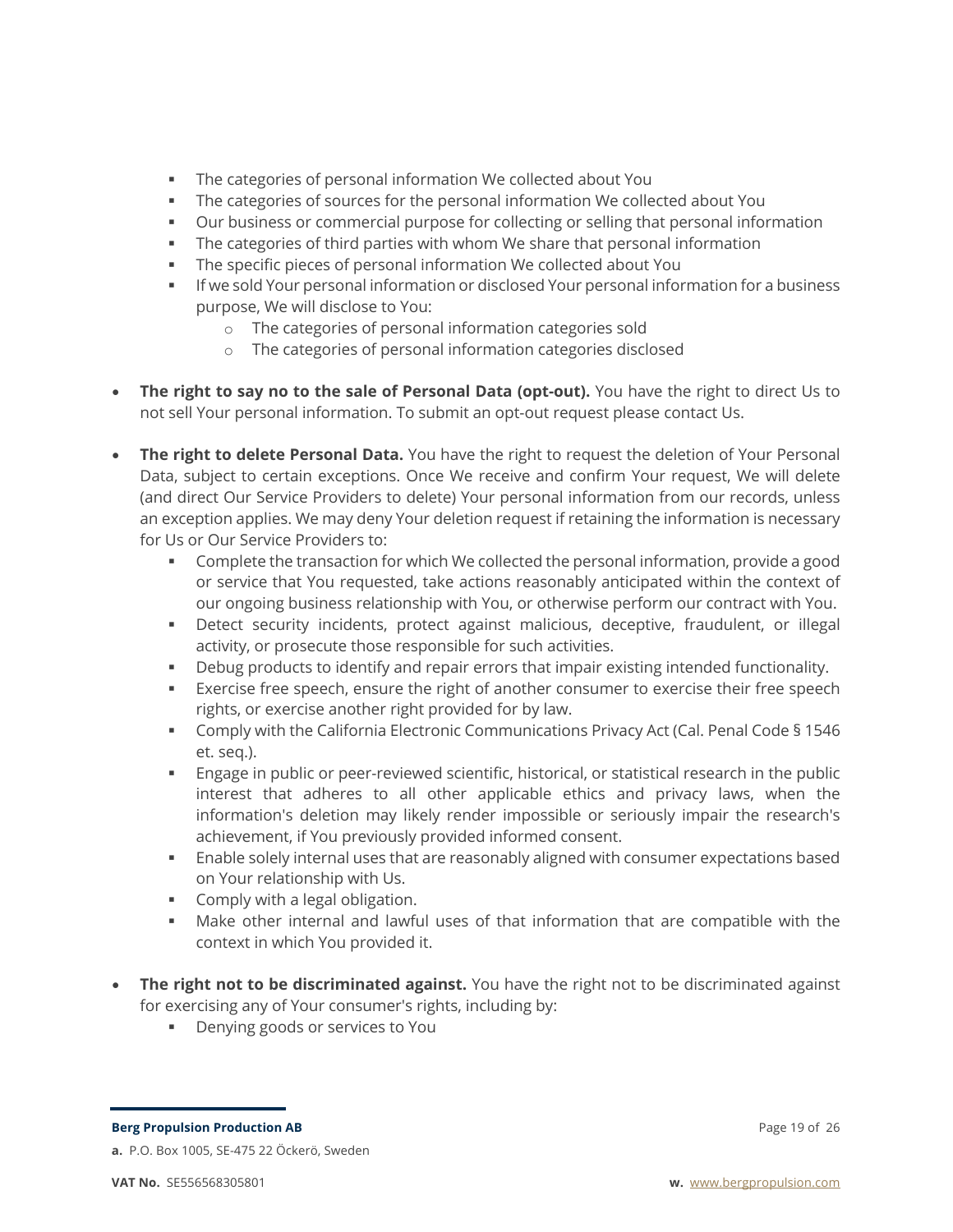- The categories of personal information We collected about You
    - The categories of sources for the personal information We collected about You
    - Our business or commercial purpose for collecting or selling that personal information
    - The categories of third parties with whom We share that personal information
    - The specific pieces of personal information We collected about You
    - If we sold Your personal information or disclosed Your personal information for a business purpose, We will disclose to You:
        - The categories of personal information categories sold
        - The categories of personal information categories disclosed

- **The right to say no to the sale of Personal Data (opt-out).** You have the right to direct Us to not sell Your personal information. To submit an opt-out request please contact Us.

- **The right to delete Personal Data.** You have the right to request the deletion of Your Personal Data, subject to certain exceptions. Once We receive and confirm Your request, We will delete (and direct Our Service Providers to delete) Your personal information from our records, unless an exception applies. We may deny Your deletion request if retaining the information is necessary for Us or Our Service Providers to:
    - Complete the transaction for which We collected the personal information, provide a good or service that You requested, take actions reasonably anticipated within the context of our ongoing business relationship with You, or otherwise perform our contract with You.
    - Detect security incidents, protect against malicious, deceptive, fraudulent, or illegal activity, or prosecute those responsible for such activities.
    - Debug products to identify and repair errors that impair existing intended functionality.
    - Exercise free speech, ensure the right of another consumer to exercise their free speech rights, or exercise another right provided for by law.
    - Comply with the California Electronic Communications Privacy Act (Cal. Penal Code § 1546 et. seq.).
    - Engage in public or peer-reviewed scientific, historical, or statistical research in the public interest that adheres to all other applicable ethics and privacy laws, when the information's deletion may likely render impossible or seriously impair the research's achievement, if You previously provided informed consent.
    - Enable solely internal uses that are reasonably aligned with consumer expectations based on Your relationship with Us.
    - Comply with a legal obligation.
    - Make other internal and lawful uses of that information that are compatible with the context in which You provided it.

- **The right not to be discriminated against.** You have the right not to be discriminated against for exercising any of Your consumer's rights, including by:
    - Denying goods or services to You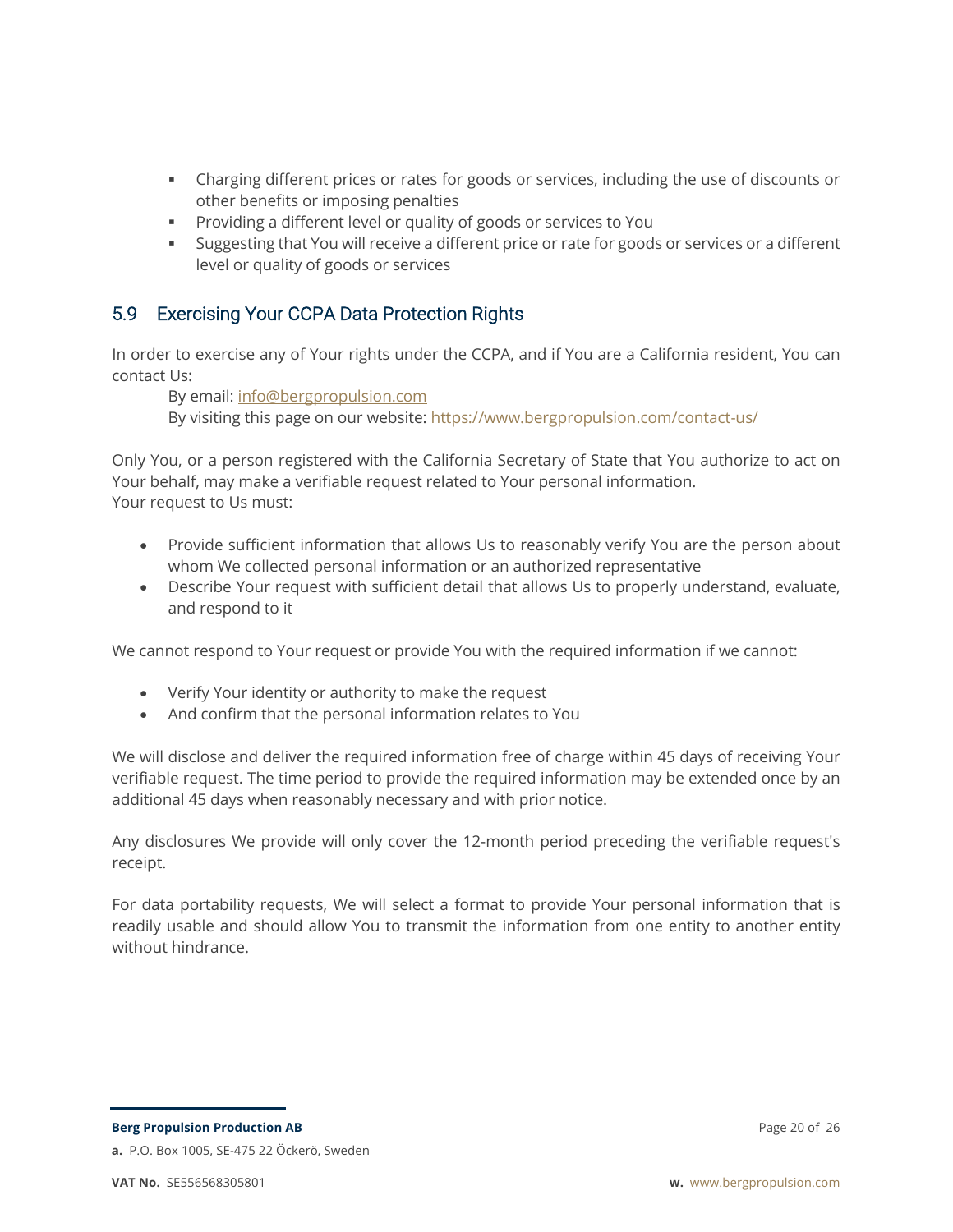- Charging different prices or rates for goods or services, including the use of discounts or other benefits or imposing penalties
- Providing a different level or quality of goods or services to You
- Suggesting that You will receive a different price or rate for goods or services or a different level or quality of goods or services

## 5.9 Exercising Your CCPA Data Protection Rights

In order to exercise any of Your rights under the CCPA, and if You are a California resident, You can contact Us:

By email: info@bergpropulsion.com
By visiting this page on our website: https://www.bergpropulsion.com/contact-us/

Only You, or a person registered with the California Secretary of State that You authorize to act on Your behalf, may make a verifiable request related to Your personal information.
Your request to Us must:

- Provide sufficient information that allows Us to reasonably verify You are the person about whom We collected personal information or an authorized representative
- Describe Your request with sufficient detail that allows Us to properly understand, evaluate, and respond to it

We cannot respond to Your request or provide You with the required information if we cannot:

- Verify Your identity or authority to make the request
- And confirm that the personal information relates to You

We will disclose and deliver the required information free of charge within 45 days of receiving Your verifiable request. The time period to provide the required information may be extended once by an additional 45 days when reasonably necessary and with prior notice.

Any disclosures We provide will only cover the 12-month period preceding the verifiable request's receipt.

For data portability requests, We will select a format to provide Your personal information that is readily usable and should allow You to transmit the information from one entity to another entity without hindrance.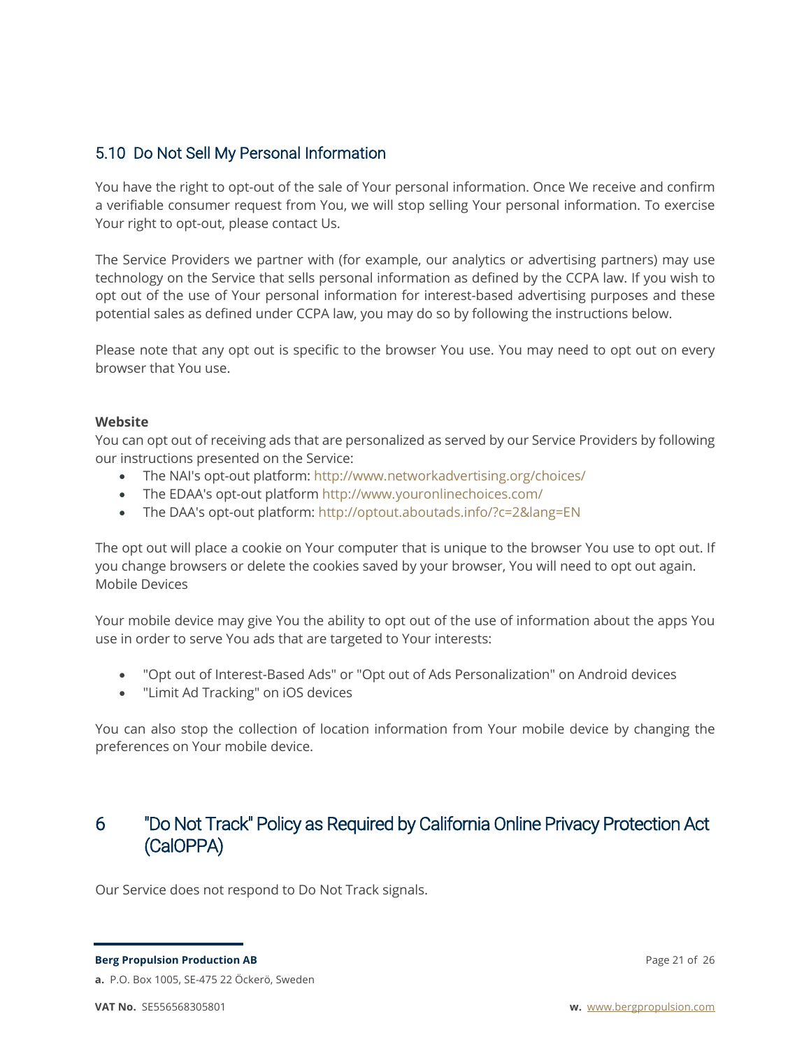### 5.10 Do Not Sell My Personal Information

You have the right to opt-out of the sale of Your personal information. Once We receive and confirm a verifiable consumer request from You, we will stop selling Your personal information. To exercise Your right to opt-out, please contact Us.

The Service Providers we partner with (for example, our analytics or advertising partners) may use technology on the Service that sells personal information as defined by the CCPA law. If you wish to opt out of the use of Your personal information for interest-based advertising purposes and these potential sales as defined under CCPA law, you may do so by following the instructions below.

Please note that any opt out is specific to the browser You use. You may need to opt out on every browser that You use.

**Website**
You can opt out of receiving ads that are personalized as served by our Service Providers by following our instructions presented on the Service:

- The NAI's opt-out platform: http://www.networkadvertising.org/choices/
- The EDAA's opt-out platform http://www.youronlinechoices.com/
- The DAA's opt-out platform: http://optout.aboutads.info/?c=2&lang=EN

The opt out will place a cookie on Your computer that is unique to the browser You use to opt out. If you change browsers or delete the cookies saved by your browser, You will need to opt out again.
Mobile Devices

Your mobile device may give You the ability to opt out of the use of information about the apps You use in order to serve You ads that are targeted to Your interests:

- "Opt out of Interest-Based Ads" or "Opt out of Ads Personalization" on Android devices
- "Limit Ad Tracking" on iOS devices

You can also stop the collection of location information from Your mobile device by changing the preferences on Your mobile device.

## 6 "Do Not Track" Policy as Required by California Online Privacy Protection Act (CalOPPA)

Our Service does not respond to Do Not Track signals.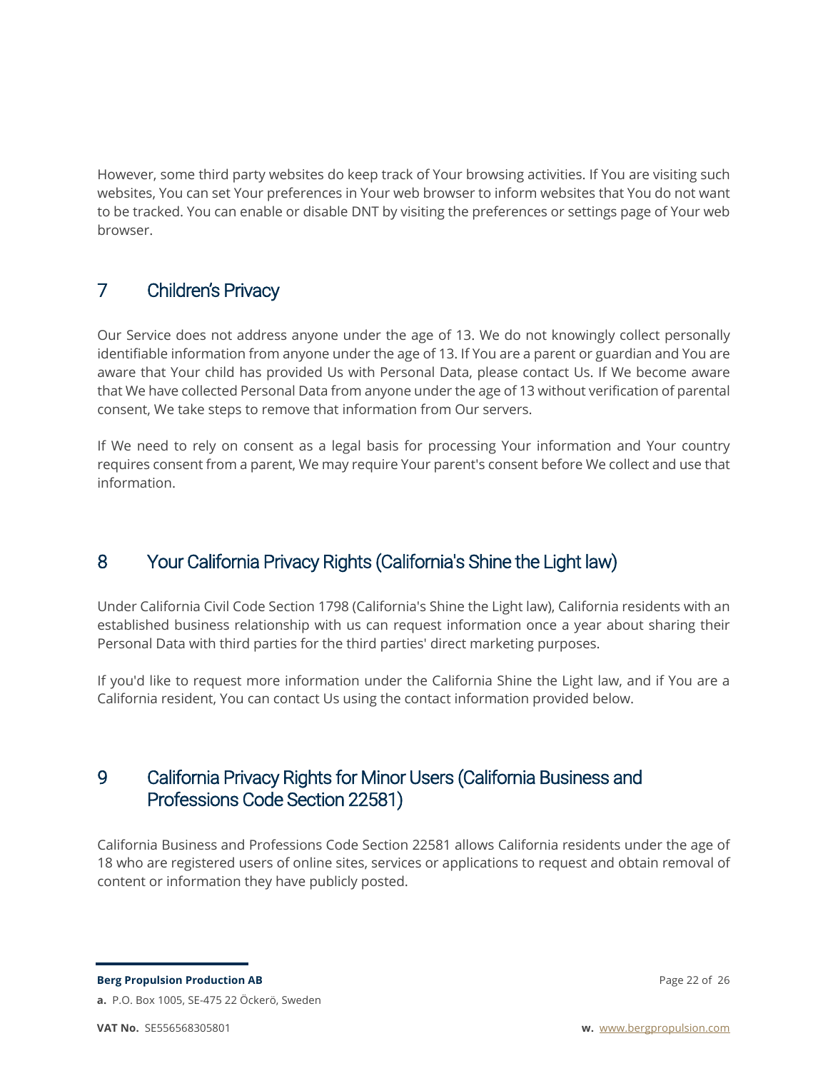However, some third party websites do keep track of Your browsing activities. If You are visiting such websites, You can set Your preferences in Your web browser to inform websites that You do not want to be tracked. You can enable or disable DNT by visiting the preferences or settings page of Your web browser.

# 7 Children's Privacy

Our Service does not address anyone under the age of 13. We do not knowingly collect personally identifiable information from anyone under the age of 13. If You are a parent or guardian and You are aware that Your child has provided Us with Personal Data, please contact Us. If We become aware that We have collected Personal Data from anyone under the age of 13 without verification of parental consent, We take steps to remove that information from Our servers.

If We need to rely on consent as a legal basis for processing Your information and Your country requires consent from a parent, We may require Your parent's consent before We collect and use that information.

# 8 Your California Privacy Rights (California's Shine the Light law)

Under California Civil Code Section 1798 (California's Shine the Light law), California residents with an established business relationship with us can request information once a year about sharing their Personal Data with third parties for the third parties' direct marketing purposes.

If you'd like to request more information under the California Shine the Light law, and if You are a California resident, You can contact Us using the contact information provided below.

# 9 California Privacy Rights for Minor Users (California Business and Professions Code Section 22581)

California Business and Professions Code Section 22581 allows California residents under the age of 18 who are registered users of online sites, services or applications to request and obtain removal of content or information they have publicly posted.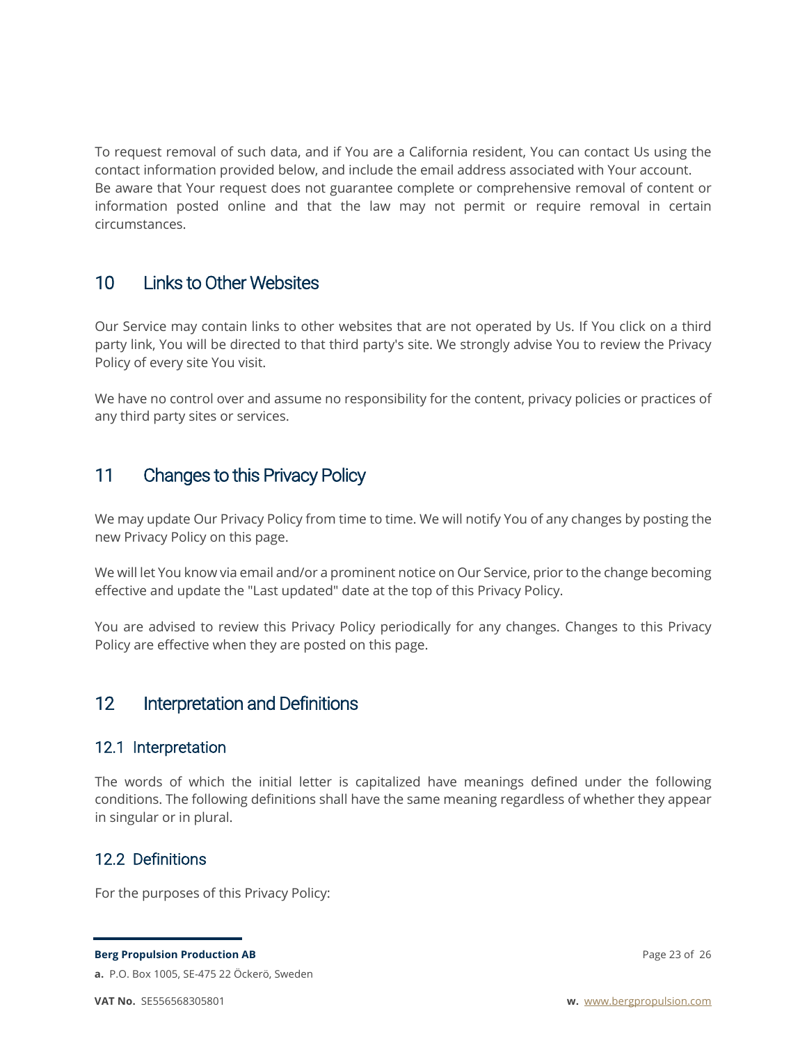To request removal of such data, and if You are a California resident, You can contact Us using the contact information provided below, and include the email address associated with Your account. Be aware that Your request does not guarantee complete or comprehensive removal of content or information posted online and that the law may not permit or require removal in certain circumstances.

# 10 Links to Other Websites

Our Service may contain links to other websites that are not operated by Us. If You click on a third party link, You will be directed to that third party's site. We strongly advise You to review the Privacy Policy of every site You visit.

We have no control over and assume no responsibility for the content, privacy policies or practices of any third party sites or services.

# 11 Changes to this Privacy Policy

We may update Our Privacy Policy from time to time. We will notify You of any changes by posting the new Privacy Policy on this page.

We will let You know via email and/or a prominent notice on Our Service, prior to the change becoming effective and update the "Last updated" date at the top of this Privacy Policy.

You are advised to review this Privacy Policy periodically for any changes. Changes to this Privacy Policy are effective when they are posted on this page.

# 12 Interpretation and Definitions

## 12.1 Interpretation

The words of which the initial letter is capitalized have meanings defined under the following conditions. The following definitions shall have the same meaning regardless of whether they appear in singular or in plural.

## 12.2 Definitions

For the purposes of this Privacy Policy: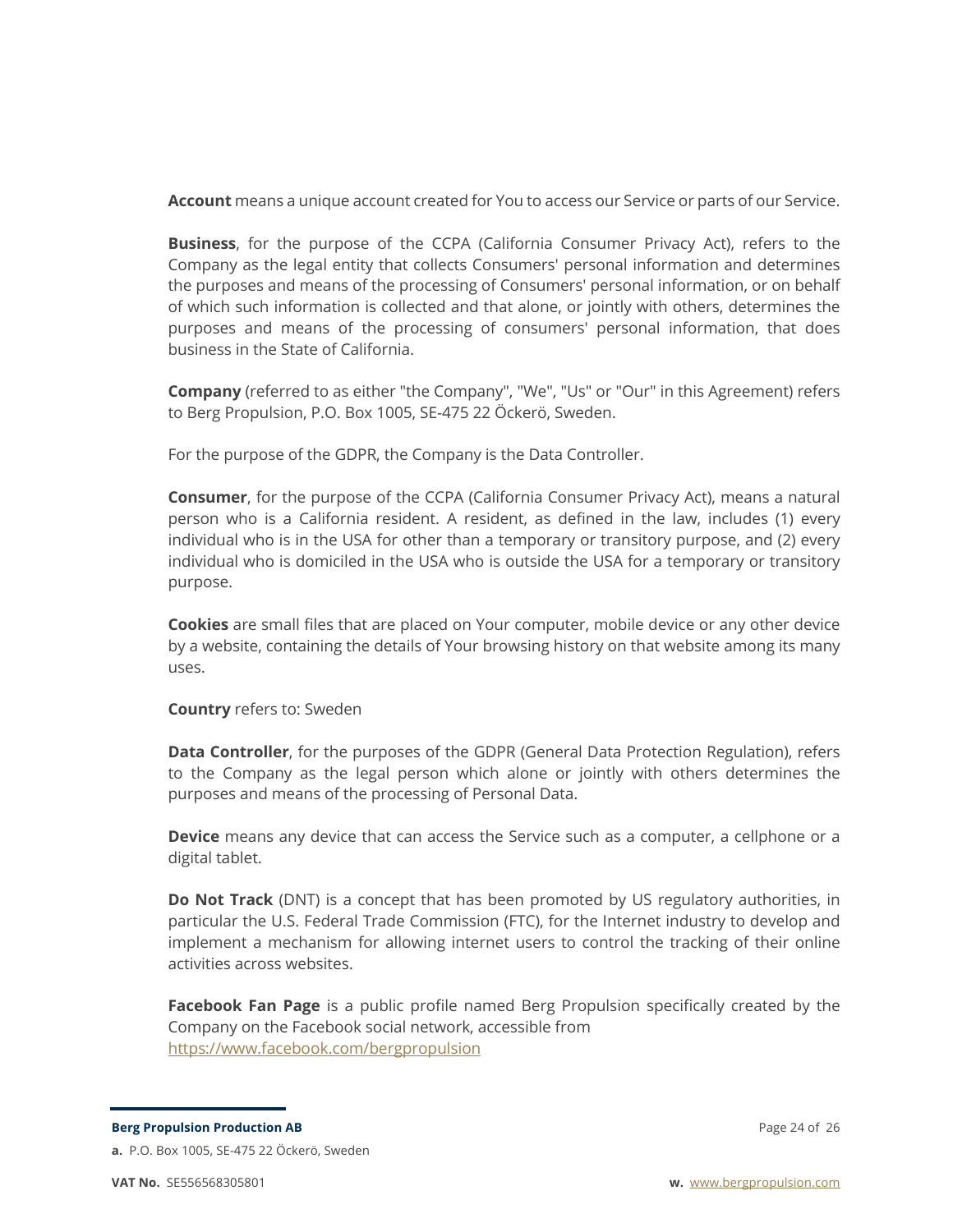**Account** means a unique account created for You to access our Service or parts of our Service.

**Business**, for the purpose of the CCPA (California Consumer Privacy Act), refers to the Company as the legal entity that collects Consumers' personal information and determines the purposes and means of the processing of Consumers' personal information, or on behalf of which such information is collected and that alone, or jointly with others, determines the purposes and means of the processing of consumers' personal information, that does business in the State of California.

**Company** (referred to as either "the Company", "We", "Us" or "Our" in this Agreement) refers to Berg Propulsion, P.O. Box 1005, SE-475 22 Öckerö, Sweden.

For the purpose of the GDPR, the Company is the Data Controller.

**Consumer**, for the purpose of the CCPA (California Consumer Privacy Act), means a natural person who is a California resident. A resident, as defined in the law, includes (1) every individual who is in the USA for other than a temporary or transitory purpose, and (2) every individual who is domiciled in the USA who is outside the USA for a temporary or transitory purpose.

**Cookies** are small files that are placed on Your computer, mobile device or any other device by a website, containing the details of Your browsing history on that website among its many uses.

**Country** refers to: Sweden

**Data Controller**, for the purposes of the GDPR (General Data Protection Regulation), refers to the Company as the legal person which alone or jointly with others determines the purposes and means of the processing of Personal Data.

**Device** means any device that can access the Service such as a computer, a cellphone or a digital tablet.

**Do Not Track** (DNT) is a concept that has been promoted by US regulatory authorities, in particular the U.S. Federal Trade Commission (FTC), for the Internet industry to develop and implement a mechanism for allowing internet users to control the tracking of their online activities across websites.

**Facebook Fan Page** is a public profile named Berg Propulsion specifically created by the Company on the Facebook social network, accessible from https://www.facebook.com/bergpropulsion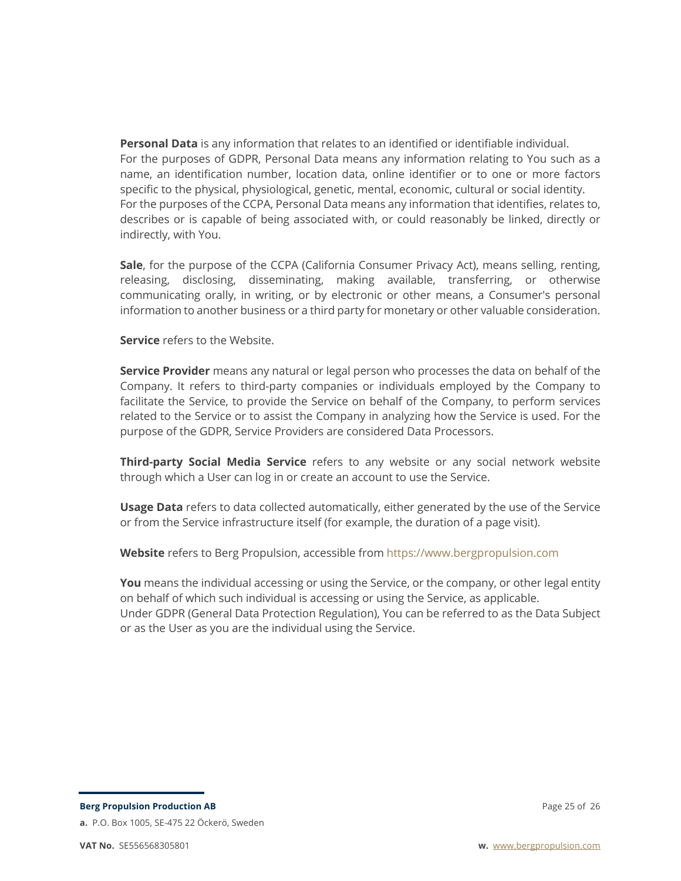**Personal Data** is any information that relates to an identified or identifiable individual.
For the purposes of GDPR, Personal Data means any information relating to You such as a name, an identification number, location data, online identifier or to one or more factors specific to the physical, physiological, genetic, mental, economic, cultural or social identity.
For the purposes of the CCPA, Personal Data means any information that identifies, relates to, describes or is capable of being associated with, or could reasonably be linked, directly or indirectly, with You.

**Sale**, for the purpose of the CCPA (California Consumer Privacy Act), means selling, renting, releasing, disclosing, disseminating, making available, transferring, or otherwise communicating orally, in writing, or by electronic or other means, a Consumer's personal information to another business or a third party for monetary or other valuable consideration.

**Service** refers to the Website.

**Service Provider** means any natural or legal person who processes the data on behalf of the Company. It refers to third-party companies or individuals employed by the Company to facilitate the Service, to provide the Service on behalf of the Company, to perform services related to the Service or to assist the Company in analyzing how the Service is used. For the purpose of the GDPR, Service Providers are considered Data Processors.

**Third-party Social Media Service** refers to any website or any social network website through which a User can log in or create an account to use the Service.

**Usage Data** refers to data collected automatically, either generated by the use of the Service or from the Service infrastructure itself (for example, the duration of a page visit).

**Website** refers to Berg Propulsion, accessible from https://www.bergpropulsion.com

**You** means the individual accessing or using the Service, or the company, or other legal entity on behalf of which such individual is accessing or using the Service, as applicable.
Under GDPR (General Data Protection Regulation), You can be referred to as the Data Subject or as the User as you are the individual using the Service.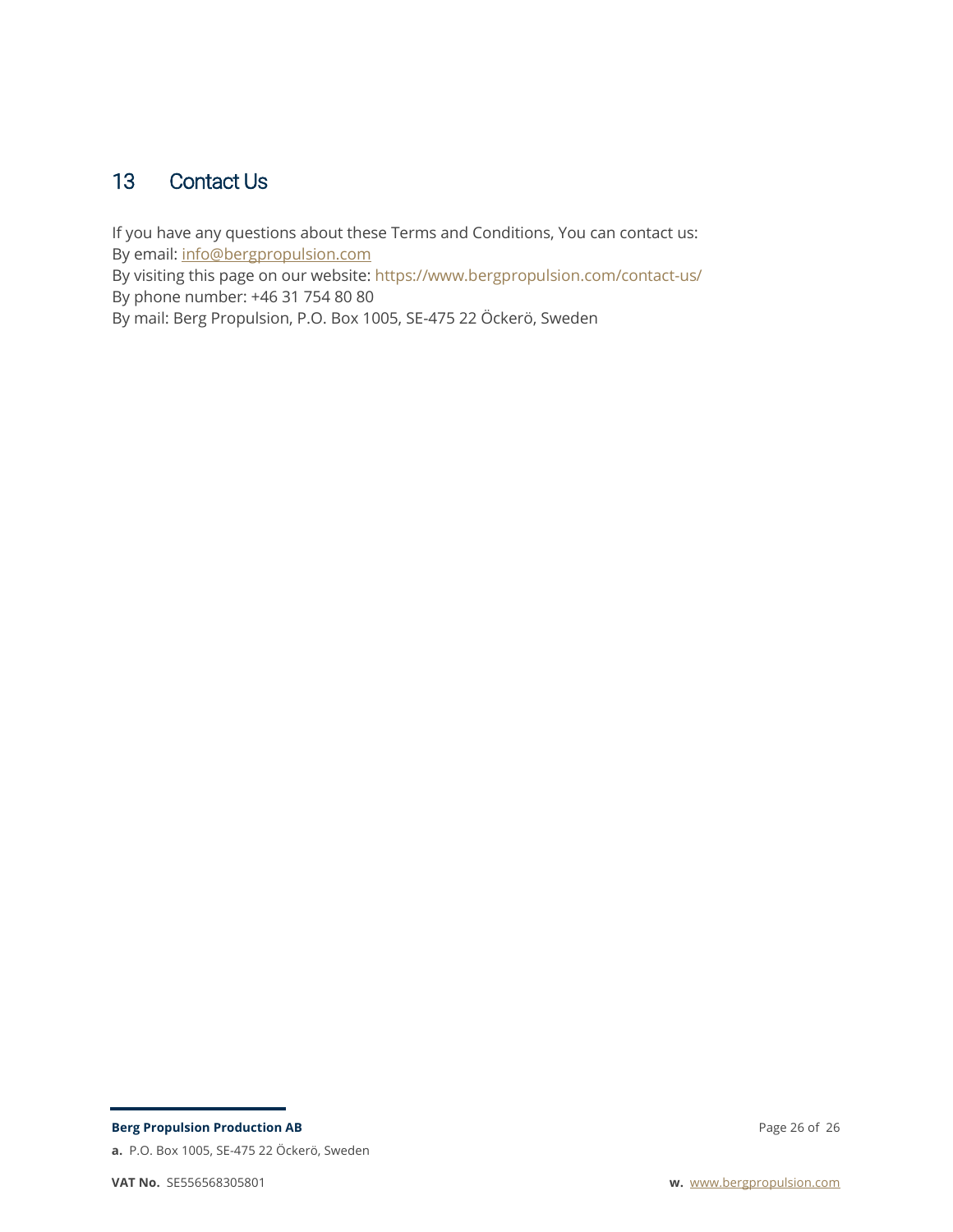## 13 Contact Us

If you have any questions about these Terms and Conditions, You can contact us:
By email: info@bergpropulsion.com
By visiting this page on our website: https://www.bergpropulsion.com/contact-us/
By phone number: +46 31 754 80 80
By mail: Berg Propulsion, P.O. Box 1005, SE-475 22 Öckerö, Sweden